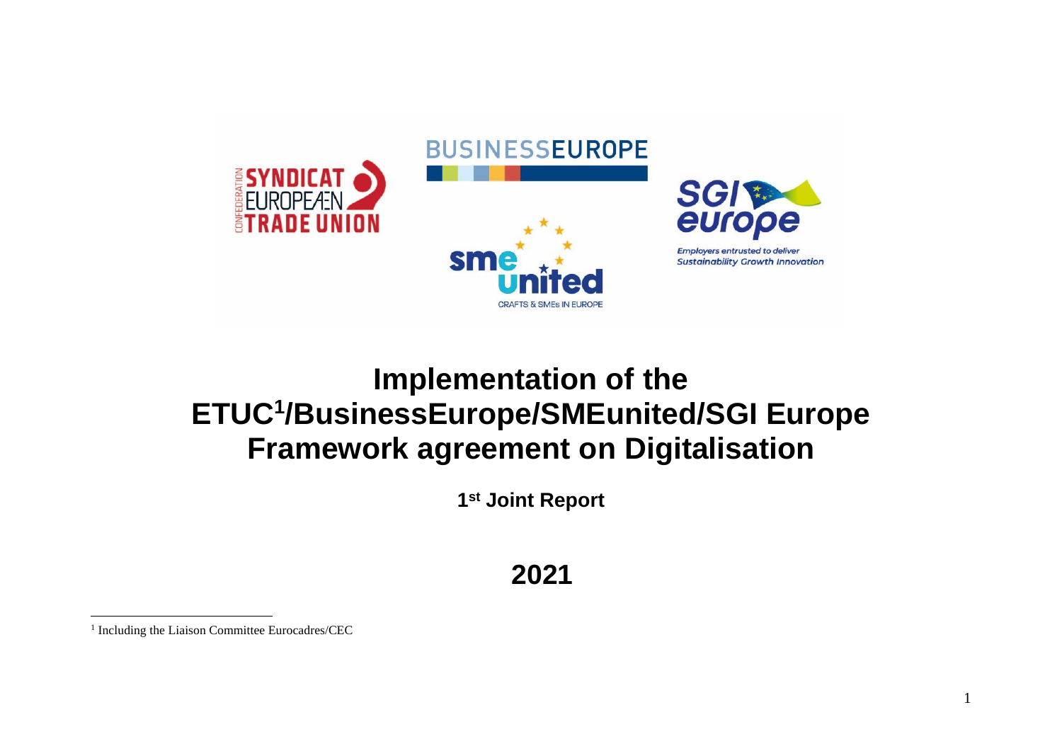# Implementation of the ETUC[1]/BusinessEurope/SMEunited/SGI Europe Framework agreement on Digitalisation

**1st Joint Report**

**2021**

[1] Including the Liaison Committee Eurocadres/CEC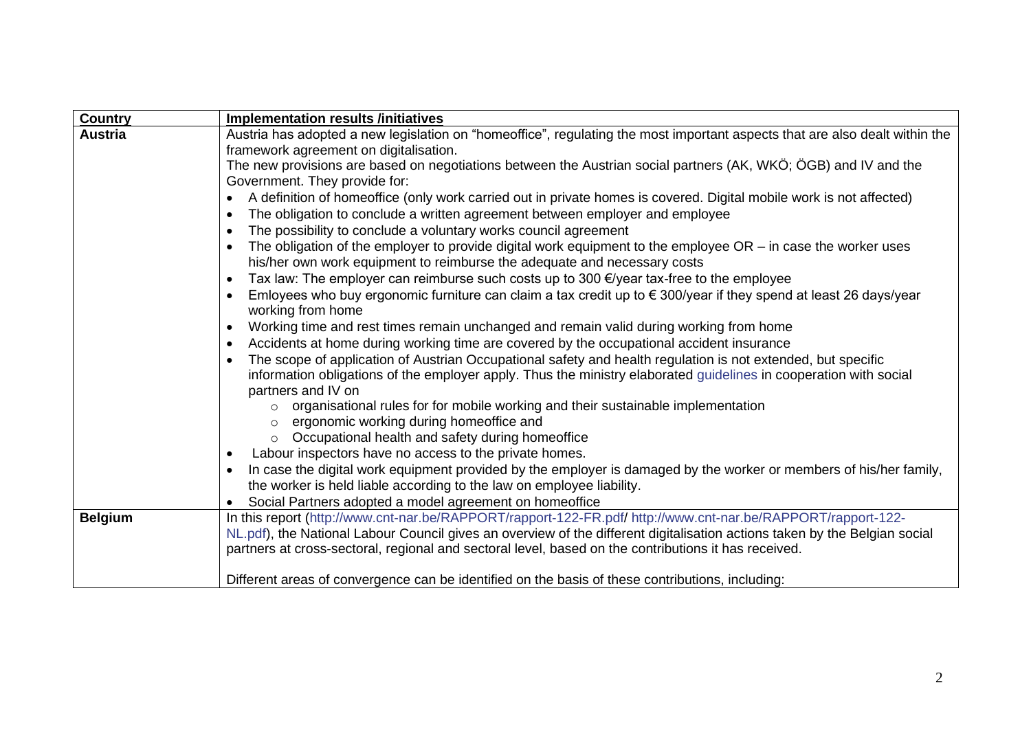| Country | Implementation results /initiatives |
|---|---|
| **Austria** | Austria has adopted a new legislation on "homeoffice", regulating the most important aspects that are also dealt within the framework agreement on digitalisation.<br>The new provisions are based on negotiations between the Austrian social partners (AK, WKÖ; ÖGB) and IV and the Government. They provide for:<br>• A definition of homeoffice (only work carried out in private homes is covered. Digital mobile work is not affected)<br>• The obligation to conclude a written agreement between employer and employee<br>• The possibility to conclude a voluntary works council agreement<br>• The obligation of the employer to provide digital work equipment to the employee OR – in case the worker uses his/her own work equipment to reimburse the adequate and necessary costs<br>• Tax law: The employer can reimburse such costs up to 300 €/year tax-free to the employee<br>• Emloyees who buy ergonomic furniture can claim a tax credit up to € 300/year if they spend at least 26 days/year working from home<br>• Working time and rest times remain unchanged and remain valid during working from home<br>• Accidents at home during working time are covered by the occupational accident insurance<br>• The scope of application of Austrian Occupational safety and health regulation is not extended, but specific information obligations of the employer apply. Thus the ministry elaborated guidelines in cooperation with social partners and IV on<br>&nbsp;&nbsp;&nbsp;&nbsp;○ organisational rules for for mobile working and their sustainable implementation<br>&nbsp;&nbsp;&nbsp;&nbsp;○ ergonomic working during homeoffice and<br>&nbsp;&nbsp;&nbsp;&nbsp;○ Occupational health and safety during homeoffice<br>• Labour inspectors have no access to the private homes.<br>• In case the digital work equipment provided by the employer is damaged by the worker or members of his/her family, the worker is held liable according to the law on employee liability.<br>• Social Partners adopted a model agreement on homeoffice |
| **Belgium** | In this report (http://www.cnt-nar.be/RAPPORT/rapport-122-FR.pdf/ http://www.cnt-nar.be/RAPPORT/rapport-122-NL.pdf), the National Labour Council gives an overview of the different digitalisation actions taken by the Belgian social partners at cross-sectoral, regional and sectoral level, based on the contributions it has received.<br><br>Different areas of convergence can be identified on the basis of these contributions, including: |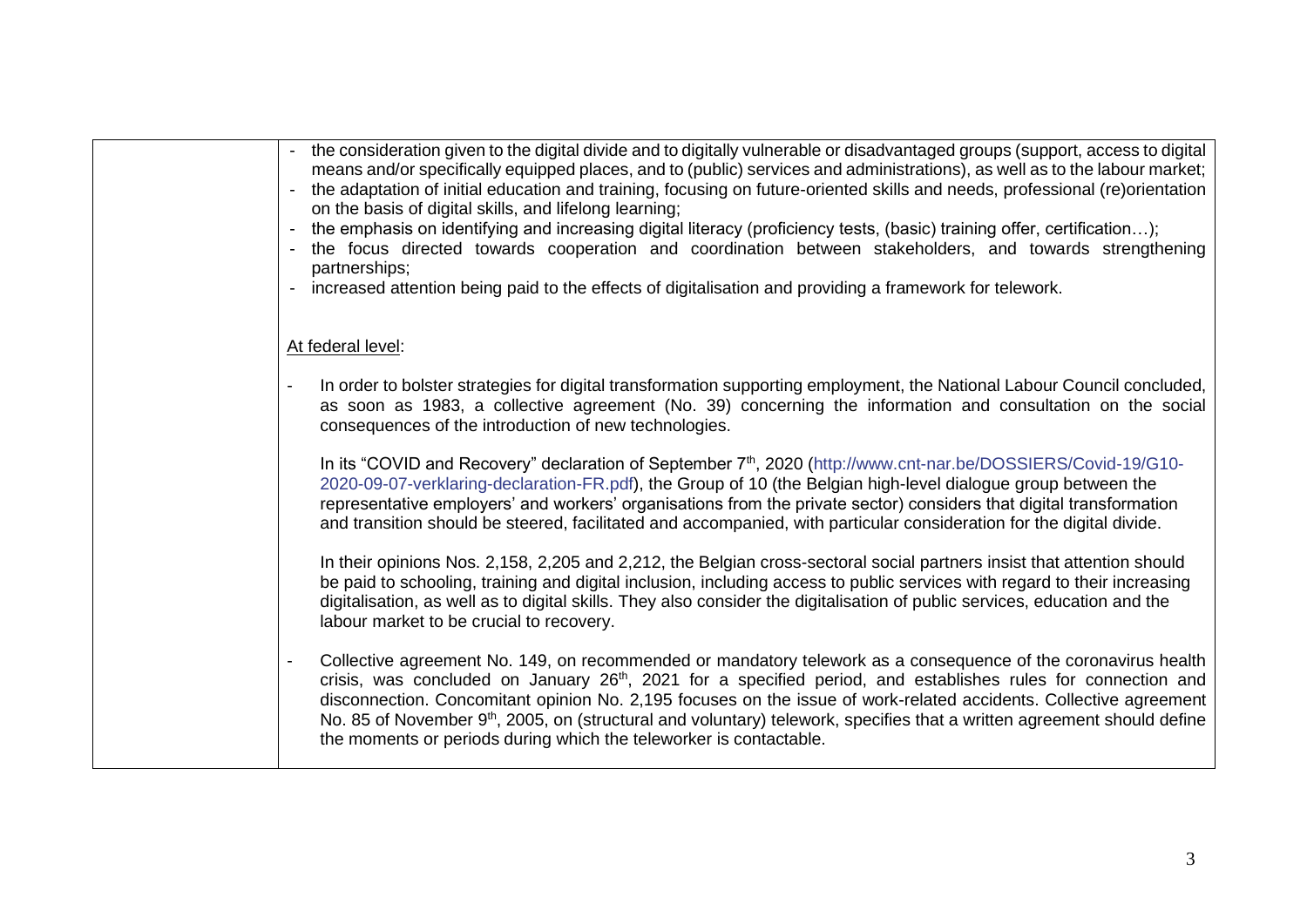| | - the consideration given to the digital divide and to digitally vulnerable or disadvantaged groups (support, access to digital means and/or specifically equipped places, and to (public) services and administrations), as well as to the labour market;<br>- the adaptation of initial education and training, focusing on future-oriented skills and needs, professional (re)orientation on the basis of digital skills, and lifelong learning;<br>- the emphasis on identifying and increasing digital literacy (proficiency tests, (basic) training offer, certification…);<br>- the focus directed towards cooperation and coordination between stakeholders, and towards strengthening partnerships;<br>- increased attention being paid to the effects of digitalisation and providing a framework for telework.<br><br><u>At federal level</u>:<br><br>- In order to bolster strategies for digital transformation supporting employment, the National Labour Council concluded, as soon as 1983, a collective agreement (No. 39) concerning the information and consultation on the social consequences of the introduction of new technologies.<br><br>In its "COVID and Recovery" declaration of September 7th, 2020 (http://www.cnt-nar.be/DOSSIERS/Covid-19/G10-2020-09-07-verklaring-declaration-FR.pdf), the Group of 10 (the Belgian high-level dialogue group between the representative employers' and workers' organisations from the private sector) considers that digital transformation and transition should be steered, facilitated and accompanied, with particular consideration for the digital divide.<br><br>In their opinions Nos. 2,158, 2,205 and 2,212, the Belgian cross-sectoral social partners insist that attention should be paid to schooling, training and digital inclusion, including access to public services with regard to their increasing digitalisation, as well as to digital skills. They also consider the digitalisation of public services, education and the labour market to be crucial to recovery.<br><br>- Collective agreement No. 149, on recommended or mandatory telework as a consequence of the coronavirus health crisis, was concluded on January 26th, 2021 for a specified period, and establishes rules for connection and disconnection. Concomitant opinion No. 2,195 focuses on the issue of work-related accidents. Collective agreement No. 85 of November 9th, 2005, on (structural and voluntary) telework, specifies that a written agreement should define the moments or periods during which the teleworker is contactable. |
|---|---|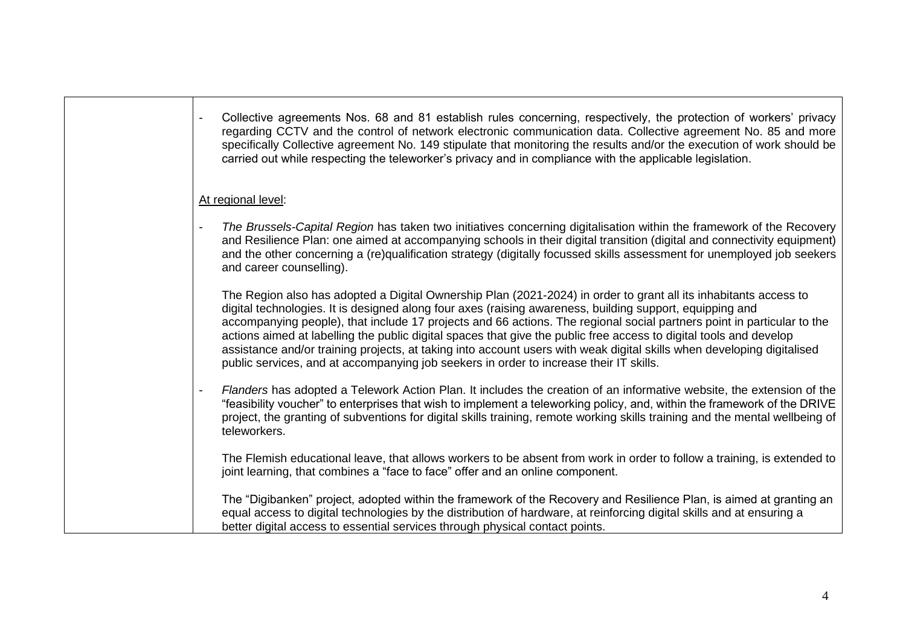| | - Collective agreements Nos. 68 and 81 establish rules concerning, respectively, the protection of workers' privacy regarding CCTV and the control of network electronic communication data. Collective agreement No. 85 and more specifically Collective agreement No. 149 stipulate that monitoring the results and/or the execution of work should be carried out while respecting the teleworker's privacy and in compliance with the applicable legislation.<br><br><u>At regional level</u>:<br><br>- *The Brussels-Capital Region* has taken two initiatives concerning digitalisation within the framework of the Recovery and Resilience Plan: one aimed at accompanying schools in their digital transition (digital and connectivity equipment) and the other concerning a (re)qualification strategy (digitally focussed skills assessment for unemployed job seekers and career counselling).<br><br>The Region also has adopted a Digital Ownership Plan (2021-2024) in order to grant all its inhabitants access to digital technologies. It is designed along four axes (raising awareness, building support, equipping and accompanying people), that include 17 projects and 66 actions. The regional social partners point in particular to the actions aimed at labelling the public digital spaces that give the public free access to digital tools and develop assistance and/or training projects, at taking into account users with weak digital skills when developing digitalised public services, and at accompanying job seekers in order to increase their IT skills.<br><br>- *Flanders* has adopted a Telework Action Plan. It includes the creation of an informative website, the extension of the "feasibility voucher" to enterprises that wish to implement a teleworking policy, and, within the framework of the DRIVE project, the granting of subventions for digital skills training, remote working skills training and the mental wellbeing of teleworkers.<br><br>The Flemish educational leave, that allows workers to be absent from work in order to follow a training, is extended to joint learning, that combines a "face to face" offer and an online component.<br><br>The "Digibanken" project, adopted within the framework of the Recovery and Resilience Plan, is aimed at granting an equal access to digital technologies by the distribution of hardware, at reinforcing digital skills and at ensuring a better digital access to essential services through physical contact points. |
|---|---|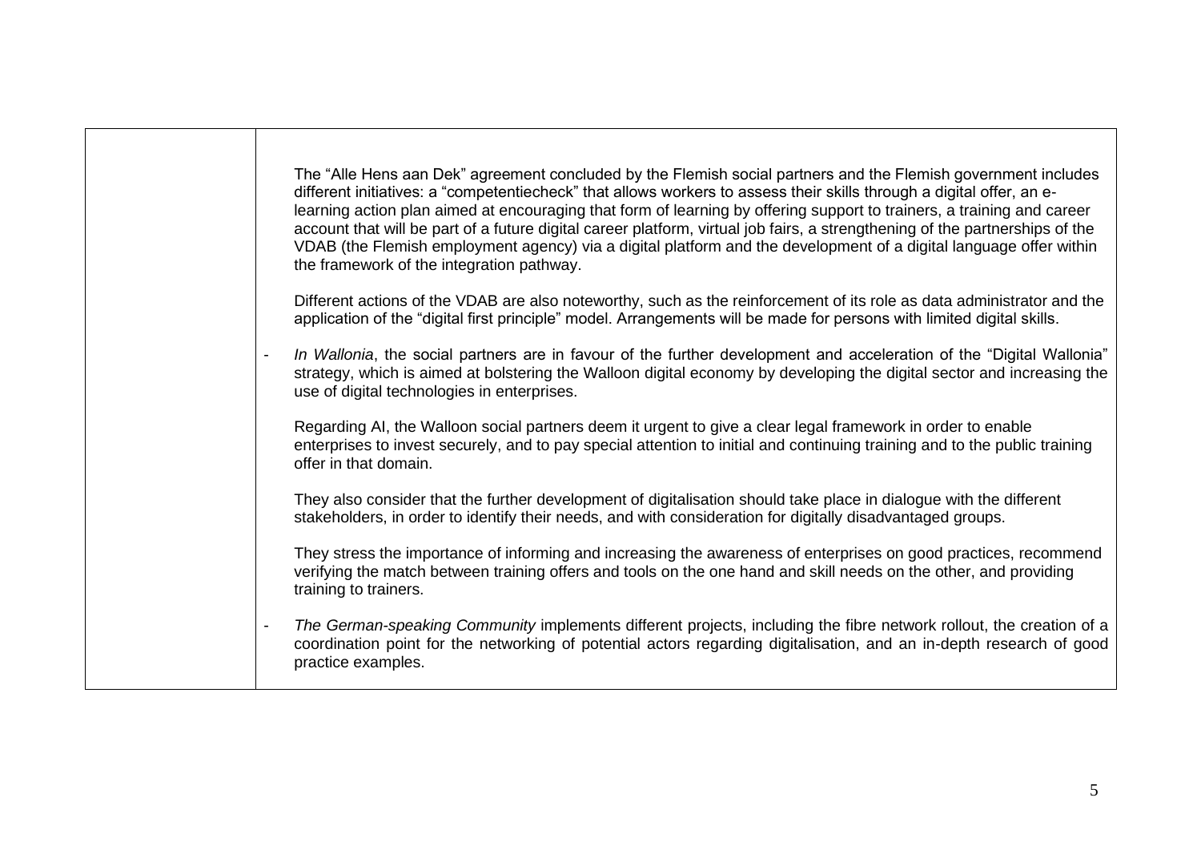| | |
|---|---|
| | The "Alle Hens aan Dek" agreement concluded by the Flemish social partners and the Flemish government includes different initiatives: a "competentiecheck" that allows workers to assess their skills through a digital offer, an e-learning action plan aimed at encouraging that form of learning by offering support to trainers, a training and career account that will be part of a future digital career platform, virtual job fairs, a strengthening of the partnerships of the VDAB (the Flemish employment agency) via a digital platform and the development of a digital language offer within the framework of the integration pathway.<br><br>Different actions of the VDAB are also noteworthy, such as the reinforcement of its role as data administrator and the application of the "digital first principle" model. Arrangements will be made for persons with limited digital skills.<br><br>- *In Wallonia*, the social partners are in favour of the further development and acceleration of the "Digital Wallonia" strategy, which is aimed at bolstering the Walloon digital economy by developing the digital sector and increasing the use of digital technologies in enterprises.<br><br>Regarding AI, the Walloon social partners deem it urgent to give a clear legal framework in order to enable enterprises to invest securely, and to pay special attention to initial and continuing training and to the public training offer in that domain.<br><br>They also consider that the further development of digitalisation should take place in dialogue with the different stakeholders, in order to identify their needs, and with consideration for digitally disadvantaged groups.<br><br>They stress the importance of informing and increasing the awareness of enterprises on good practices, recommend verifying the match between training offers and tools on the one hand and skill needs on the other, and providing training to trainers.<br><br>- *The German-speaking Community* implements different projects, including the fibre network rollout, the creation of a coordination point for the networking of potential actors regarding digitalisation, and an in-depth research of good practice examples. |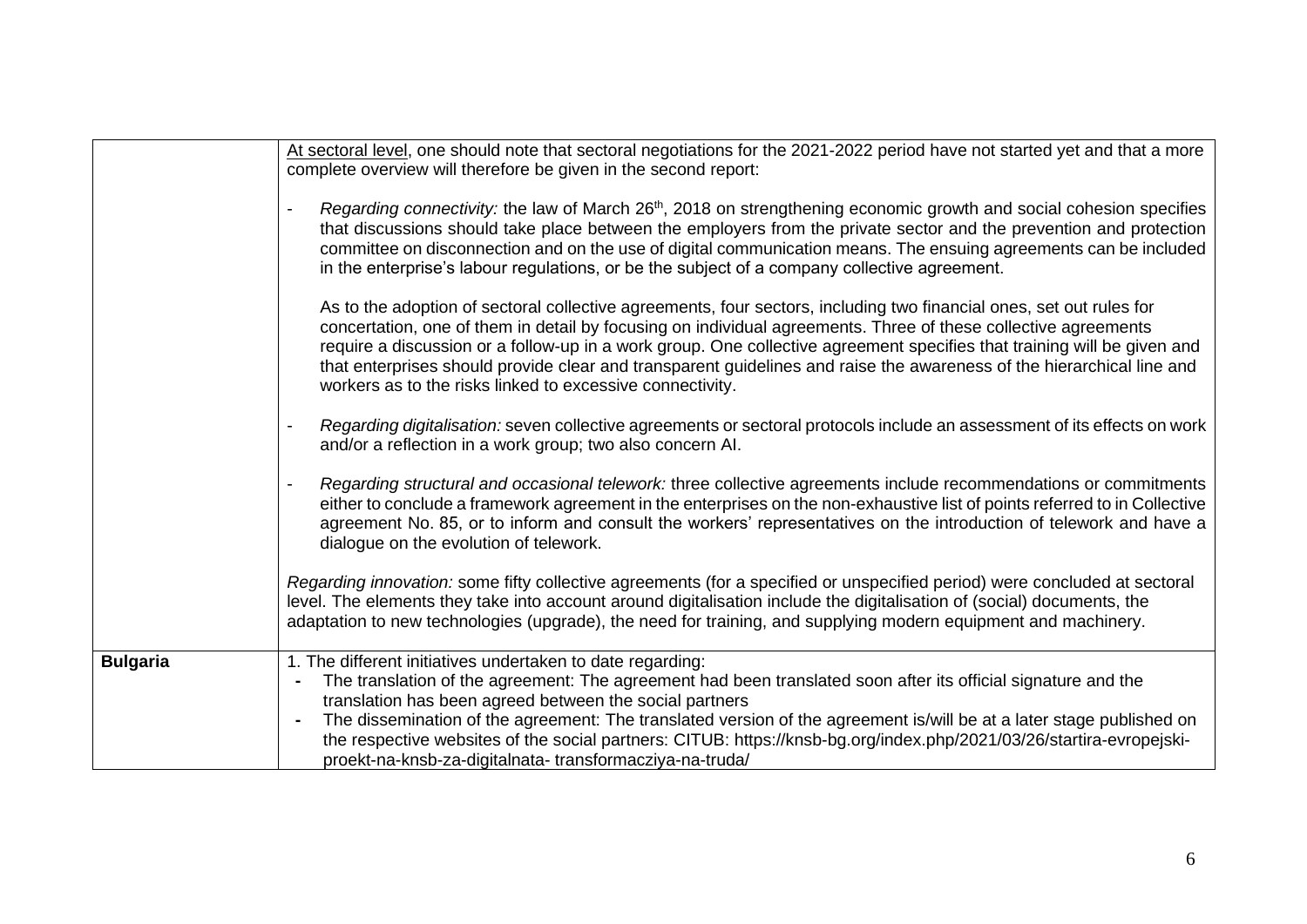| | |
|---|---|
| | <u>At sectoral level</u>, one should note that sectoral negotiations for the 2021-2022 period have not started yet and that a more complete overview will therefore be given in the second report:<br><br>- *Regarding connectivity:* the law of March 26th, 2018 on strengthening economic growth and social cohesion specifies that discussions should take place between the employers from the private sector and the prevention and protection committee on disconnection and on the use of digital communication means. The ensuing agreements can be included in the enterprise's labour regulations, or be the subject of a company collective agreement.<br><br>As to the adoption of sectoral collective agreements, four sectors, including two financial ones, set out rules for concertation, one of them in detail by focusing on individual agreements. Three of these collective agreements require a discussion or a follow-up in a work group. One collective agreement specifies that training will be given and that enterprises should provide clear and transparent guidelines and raise the awareness of the hierarchical line and workers as to the risks linked to excessive connectivity.<br><br>- *Regarding digitalisation:* seven collective agreements or sectoral protocols include an assessment of its effects on work and/or a reflection in a work group; two also concern AI.<br><br>- *Regarding structural and occasional telework:* three collective agreements include recommendations or commitments either to conclude a framework agreement in the enterprises on the non-exhaustive list of points referred to in Collective agreement No. 85, or to inform and consult the workers' representatives on the introduction of telework and have a dialogue on the evolution of telework.<br><br>*Regarding innovation:* some fifty collective agreements (for a specified or unspecified period) were concluded at sectoral level. The elements they take into account around digitalisation include the digitalisation of (social) documents, the adaptation to new technologies (upgrade), the need for training, and supplying modern equipment and machinery. |
| **Bulgaria** | 1. The different initiatives undertaken to date regarding:<br>- The translation of the agreement: The agreement had been translated soon after its official signature and the translation has been agreed between the social partners<br>- The dissemination of the agreement: The translated version of the agreement is/will be at a later stage published on the respective websites of the social partners: CITUB: https://knsb-bg.org/index.php/2021/03/26/startira-evropejski-proekt-na-knsb-za-digitalnata- transformacziya-na-truda/ |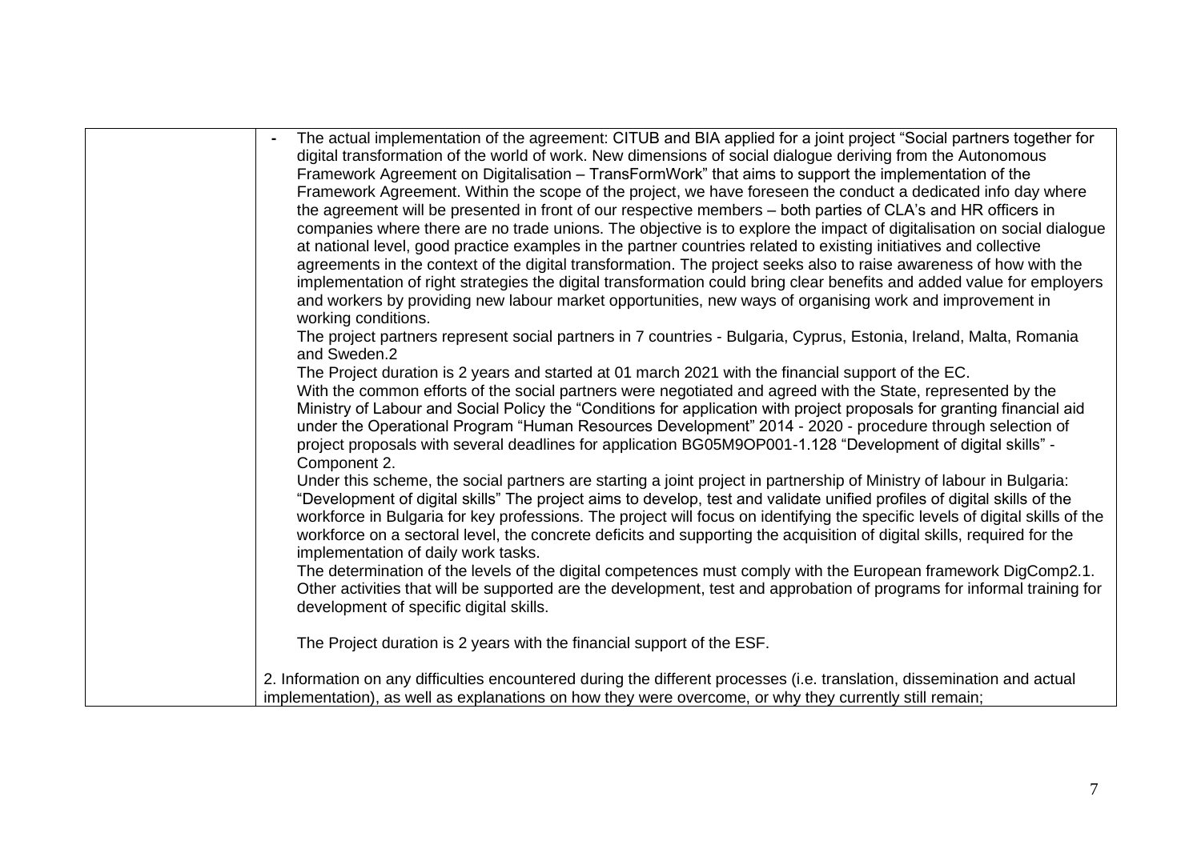| | - The actual implementation of the agreement: CITUB and BIA applied for a joint project "Social partners together for digital transformation of the world of work. New dimensions of social dialogue deriving from the Autonomous Framework Agreement on Digitalisation – TransFormWork" that aims to support the implementation of the Framework Agreement. Within the scope of the project, we have foreseen the conduct a dedicated info day where the agreement will be presented in front of our respective members – both parties of CLA's and HR officers in companies where there are no trade unions. The objective is to explore the impact of digitalisation on social dialogue at national level, good practice examples in the partner countries related to existing initiatives and collective agreements in the context of the digital transformation. The project seeks also to raise awareness of how with the implementation of right strategies the digital transformation could bring clear benefits and added value for employers and workers by providing new labour market opportunities, new ways of organising work and improvement in working conditions.<br>The project partners represent social partners in 7 countries - Bulgaria, Cyprus, Estonia, Ireland, Malta, Romania and Sweden.2<br>The Project duration is 2 years and started at 01 march 2021 with the financial support of the EC.<br>With the common efforts of the social partners were negotiated and agreed with the State, represented by the Ministry of Labour and Social Policy the "Conditions for application with project proposals for granting financial aid under the Operational Program "Human Resources Development" 2014 - 2020 - procedure through selection of project proposals with several deadlines for application BG05M9OP001-1.128 "Development of digital skills" - Component 2.<br>Under this scheme, the social partners are starting a joint project in partnership of Ministry of labour in Bulgaria: "Development of digital skills" The project aims to develop, test and validate unified profiles of digital skills of the workforce in Bulgaria for key professions. The project will focus on identifying the specific levels of digital skills of the workforce on a sectoral level, the concrete deficits and supporting the acquisition of digital skills, required for the implementation of daily work tasks.<br>The determination of the levels of the digital competences must comply with the European framework DigComp2.1. Other activities that will be supported are the development, test and approbation of programs for informal training for development of specific digital skills.<br><br>The Project duration is 2 years with the financial support of the ESF.<br><br>2. Information on any difficulties encountered during the different processes (i.e. translation, dissemination and actual implementation), as well as explanations on how they were overcome, or why they currently still remain; |
|---|---|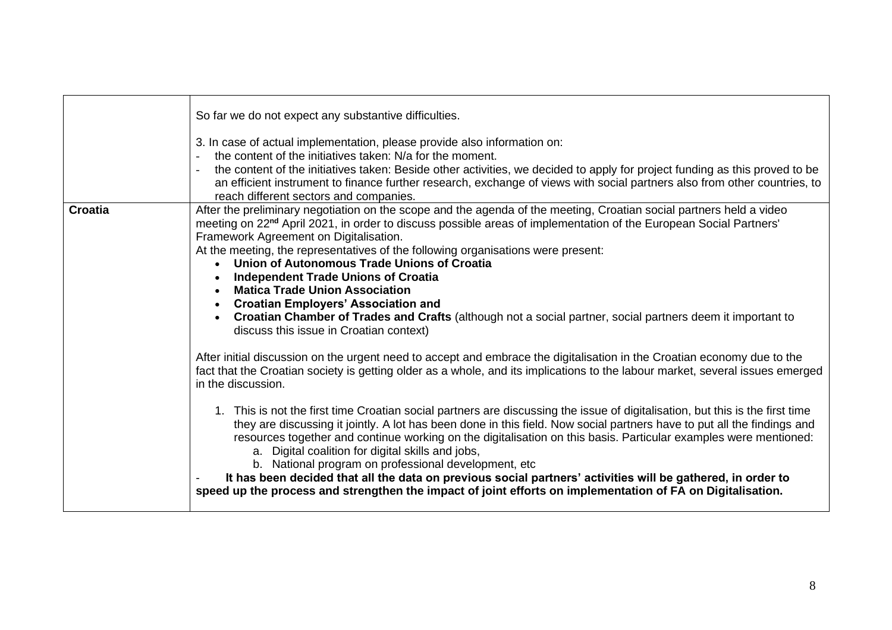| | |
|---|---|
| | So far we do not expect any substantive difficulties.<br><br>3. In case of actual implementation, please provide also information on:<br>- the content of the initiatives taken: N/a for the moment.<br>- the content of the initiatives taken: Beside other activities, we decided to apply for project funding as this proved to be an efficient instrument to finance further research, exchange of views with social partners also from other countries, to reach different sectors and companies. |
| **Croatia** | After the preliminary negotiation on the scope and the agenda of the meeting, Croatian social partners held a video meeting on 22[nd] April 2021, in order to discuss possible areas of implementation of the European Social Partners' Framework Agreement on Digitalisation.<br>At the meeting, the representatives of the following organisations were present:<br>• **Union of Autonomous Trade Unions of Croatia**<br>• **Independent Trade Unions of Croatia**<br>• **Matica Trade Union Association**<br>• **Croatian Employers' Association and**<br>• **Croatian Chamber of Trades and Crafts** (although not a social partner, social partners deem it important to discuss this issue in Croatian context)<br><br>After initial discussion on the urgent need to accept and embrace the digitalisation in the Croatian economy due to the fact that the Croatian society is getting older as a whole, and its implications to the labour market, several issues emerged in the discussion.<br><br>1. This is not the first time Croatian social partners are discussing the issue of digitalisation, but this is the first time they are discussing it jointly. A lot has been done in this field. Now social partners have to put all the findings and resources together and continue working on the digitalisation on this basis. Particular examples were mentioned:<br>a. Digital coalition for digital skills and jobs,<br>b. National program on professional development, etc<br>- **It has been decided that all the data on previous social partners' activities will be gathered, in order to speed up the process and strengthen the impact of joint efforts on implementation of FA on Digitalisation.** |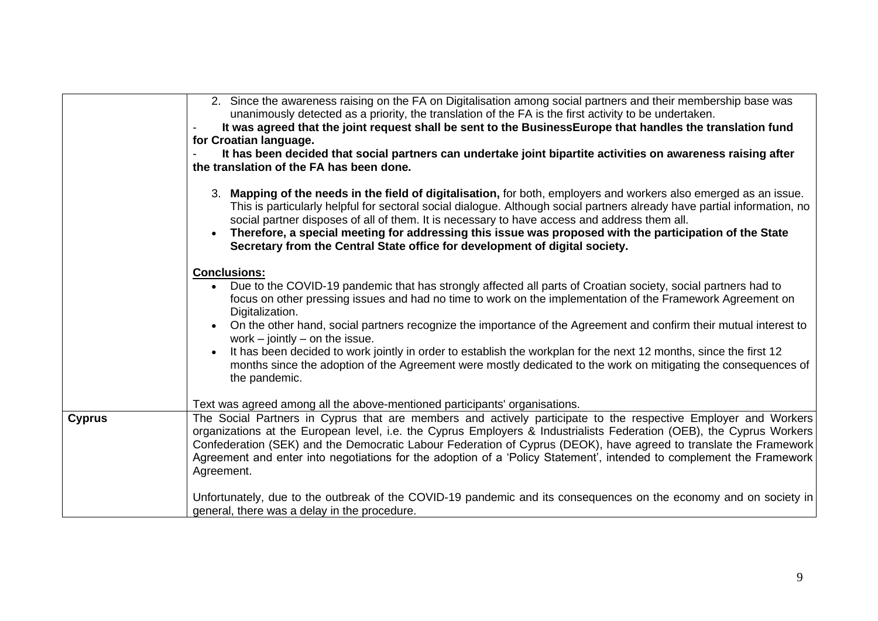| | |
|---|---|
| | 2. Since the awareness raising on the FA on Digitalisation among social partners and their membership base was unanimously detected as a priority, the translation of the FA is the first activity to be undertaken.<br>- **It was agreed that the joint request shall be sent to the BusinessEurope that handles the translation fund for Croatian language.**<br>- **It has been decided that social partners can undertake joint bipartite activities on awareness raising after the translation of the FA has been done.**<br><br>3. **Mapping of the needs in the field of digitalisation,** for both, employers and workers also emerged as an issue. This is particularly helpful for sectoral social dialogue. Although social partners already have partial information, no social partner disposes of all of them. It is necessary to have access and address them all.<br>• **Therefore, a special meeting for addressing this issue was proposed with the participation of the State Secretary from the Central State office for development of digital society.**<br><br>**<u>Conclusions:</u>**<br>• Due to the COVID-19 pandemic that has strongly affected all parts of Croatian society, social partners had to focus on other pressing issues and had no time to work on the implementation of the Framework Agreement on Digitalization.<br>• On the other hand, social partners recognize the importance of the Agreement and confirm their mutual interest to work – jointly – on the issue.<br>• It has been decided to work jointly in order to establish the workplan for the next 12 months, since the first 12 months since the adoption of the Agreement were mostly dedicated to the work on mitigating the consequences of the pandemic.<br><br>Text was agreed among all the above-mentioned participants' organisations. |
| **Cyprus** | The Social Partners in Cyprus that are members and actively participate to the respective Employer and Workers organizations at the European level, i.e. the Cyprus Employers & Industrialists Federation (OEB), the Cyprus Workers Confederation (SEK) and the Democratic Labour Federation of Cyprus (DEOK), have agreed to translate the Framework Agreement and enter into negotiations for the adoption of a 'Policy Statement', intended to complement the Framework Agreement.<br><br>Unfortunately, due to the outbreak of the COVID-19 pandemic and its consequences on the economy and on society in general, there was a delay in the procedure. |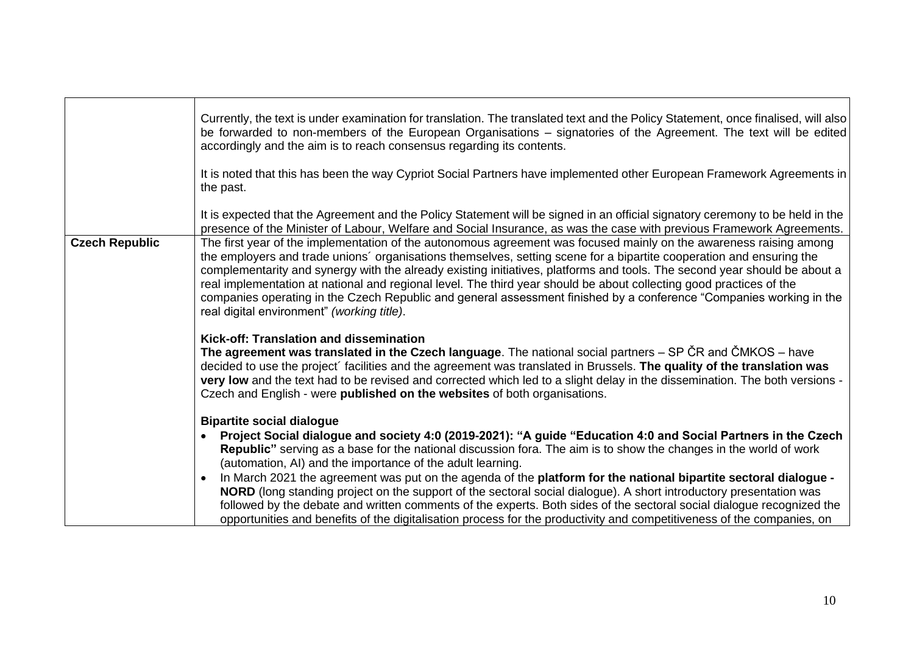| | |
|---|---|
| | Currently, the text is under examination for translation. The translated text and the Policy Statement, once finalised, will also be forwarded to non-members of the European Organisations – signatories of the Agreement. The text will be edited accordingly and the aim is to reach consensus regarding its contents.<br><br>It is noted that this has been the way Cypriot Social Partners have implemented other European Framework Agreements in the past.<br><br>It is expected that the Agreement and the Policy Statement will be signed in an official signatory ceremony to be held in the presence of the Minister of Labour, Welfare and Social Insurance, as was the case with previous Framework Agreements. |
| **Czech Republic** | The first year of the implementation of the autonomous agreement was focused mainly on the awareness raising among the employers and trade unions´ organisations themselves, setting scene for a bipartite cooperation and ensuring the complementarity and synergy with the already existing initiatives, platforms and tools. The second year should be about a real implementation at national and regional level. The third year should be about collecting good practices of the companies operating in the Czech Republic and general assessment finished by a conference "Companies working in the real digital environment" *(working title)*.<br><br>**Kick-off: Translation and dissemination**<br>**The agreement was translated in the Czech language**. The national social partners – SP ČR and ČMKOS – have decided to use the project´ facilities and the agreement was translated in Brussels. **The quality of the translation was very low** and the text had to be revised and corrected which led to a slight delay in the dissemination. The both versions - Czech and English - were **published on the websites** of both organisations.<br><br>**Bipartite social dialogue**<br>• **Project Social dialogue and society 4:0 (2019-2021): "A guide "Education 4:0 and Social Partners in the Czech Republic"** serving as a base for the national discussion fora. The aim is to show the changes in the world of work (automation, AI) and the importance of the adult learning.<br>• In March 2021 the agreement was put on the agenda of the **platform for the national bipartite sectoral dialogue - NORD** (long standing project on the support of the sectoral social dialogue). A short introductory presentation was followed by the debate and written comments of the experts. Both sides of the sectoral social dialogue recognized the opportunities and benefits of the digitalisation process for the productivity and competitiveness of the companies, on |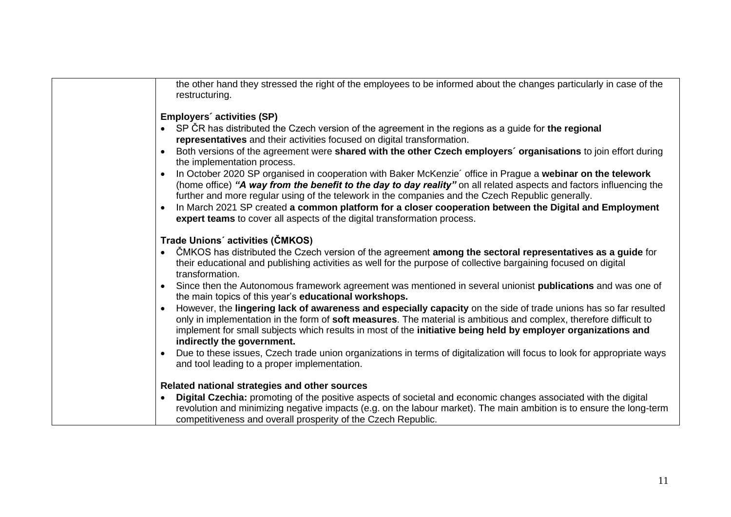| | |
|---|---|
| | the other hand they stressed the right of the employees to be informed about the changes particularly in case of the restructuring.<br><br>**Employers´ activities (SP)**<br>• SP ČR has distributed the Czech version of the agreement in the regions as a guide for **the regional representatives** and their activities focused on digital transformation.<br>• Both versions of the agreement were **shared with the other Czech employers´ organisations** to join effort during the implementation process.<br>• In October 2020 SP organised in cooperation with Baker McKenzie´ office in Prague a **webinar on the telework** (home office) ***"A way from the benefit to the day to day reality"*** on all related aspects and factors influencing the further and more regular using of the telework in the companies and the Czech Republic generally.<br>• In March 2021 SP created **a common platform for a closer cooperation between the Digital and Employment expert teams** to cover all aspects of the digital transformation process.<br><br>**Trade Unions´ activities (ČMKOS)**<br>• ČMKOS has distributed the Czech version of the agreement **among the sectoral representatives as a guide** for their educational and publishing activities as well for the purpose of collective bargaining focused on digital transformation.<br>• Since then the Autonomous framework agreement was mentioned in several unionist **publications** and was one of the main topics of this year's **educational workshops.**<br>• However, the **lingering lack of awareness and especially capacity** on the side of trade unions has so far resulted only in implementation in the form of **soft measures**. The material is ambitious and complex, therefore difficult to implement for small subjects which results in most of the **initiative being held by employer organizations and indirectly the government.**<br>• Due to these issues, Czech trade union organizations in terms of digitalization will focus to look for appropriate ways and tool leading to a proper implementation.<br><br>**Related national strategies and other sources**<br>• **Digital Czechia:** promoting of the positive aspects of societal and economic changes associated with the digital revolution and minimizing negative impacts (e.g. on the labour market). The main ambition is to ensure the long-term competitiveness and overall prosperity of the Czech Republic. |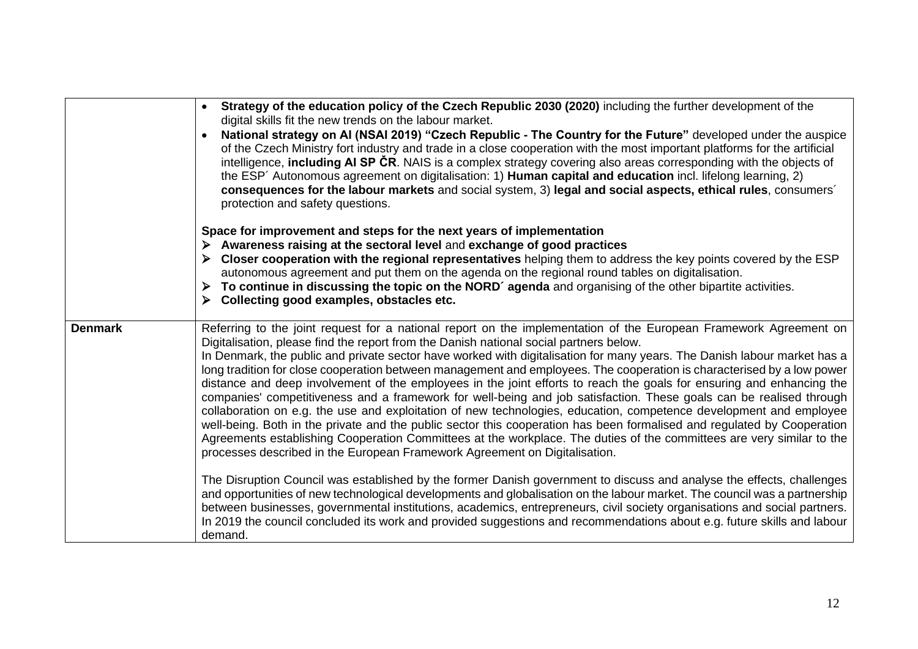| | |
|---|---|
| | • **Strategy of the education policy of the Czech Republic 2030 (2020)** including the further development of the digital skills fit the new trends on the labour market.<br>• **National strategy on AI (NSAI 2019) "Czech Republic - The Country for the Future"** developed under the auspice of the Czech Ministry fort industry and trade in a close cooperation with the most important platforms for the artificial intelligence, **including AI SP ČR**. NAIS is a complex strategy covering also areas corresponding with the objects of the ESP´ Autonomous agreement on digitalisation: 1) **Human capital and education** incl. lifelong learning, 2) **consequences for the labour markets** and social system, 3) **legal and social aspects, ethical rules**, consumers´ protection and safety questions.<br><br>**Space for improvement and steps for the next years of implementation**<br>➢ **Awareness raising at the sectoral level** and **exchange of good practices**<br>➢ **Closer cooperation with the regional representatives** helping them to address the key points covered by the ESP autonomous agreement and put them on the agenda on the regional round tables on digitalisation.<br>➢ **To continue in discussing the topic on the NORD´ agenda** and organising of the other bipartite activities.<br>➢ **Collecting good examples, obstacles etc.** |
| **Denmark** | Referring to the joint request for a national report on the implementation of the European Framework Agreement on Digitalisation, please find the report from the Danish national social partners below.<br>In Denmark, the public and private sector have worked with digitalisation for many years. The Danish labour market has a long tradition for close cooperation between management and employees. The cooperation is characterised by a low power distance and deep involvement of the employees in the joint efforts to reach the goals for ensuring and enhancing the companies' competitiveness and a framework for well-being and job satisfaction. These goals can be realised through collaboration on e.g. the use and exploitation of new technologies, education, competence development and employee well-being. Both in the private and the public sector this cooperation has been formalised and regulated by Cooperation Agreements establishing Cooperation Committees at the workplace. The duties of the committees are very similar to the processes described in the European Framework Agreement on Digitalisation.<br><br>The Disruption Council was established by the former Danish government to discuss and analyse the effects, challenges and opportunities of new technological developments and globalisation on the labour market. The council was a partnership between businesses, governmental institutions, academics, entrepreneurs, civil society organisations and social partners. In 2019 the council concluded its work and provided suggestions and recommendations about e.g. future skills and labour demand. |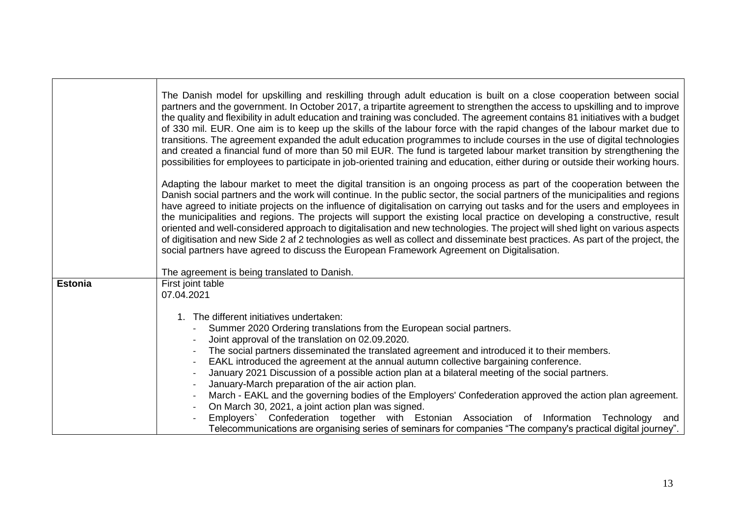| | |
|---|---|
| | The Danish model for upskilling and reskilling through adult education is built on a close cooperation between social partners and the government. In October 2017, a tripartite agreement to strengthen the access to upskilling and to improve the quality and flexibility in adult education and training was concluded. The agreement contains 81 initiatives with a budget of 330 mil. EUR. One aim is to keep up the skills of the labour force with the rapid changes of the labour market due to transitions. The agreement expanded the adult education programmes to include courses in the use of digital technologies and created a financial fund of more than 50 mil EUR. The fund is targeted labour market transition by strengthening the possibilities for employees to participate in job-oriented training and education, either during or outside their working hours.<br><br>Adapting the labour market to meet the digital transition is an ongoing process as part of the cooperation between the Danish social partners and the work will continue. In the public sector, the social partners of the municipalities and regions have agreed to initiate projects on the influence of digitalisation on carrying out tasks and for the users and employees in the municipalities and regions. The projects will support the existing local practice on developing a constructive, result oriented and well-considered approach to digitalisation and new technologies. The project will shed light on various aspects of digitisation and new Side 2 af 2 technologies as well as collect and disseminate best practices. As part of the project, the social partners have agreed to discuss the European Framework Agreement on Digitalisation.<br><br>The agreement is being translated to Danish. |
| **Estonia** | First joint table<br>07.04.2021<br><br>1. The different initiatives undertaken:<br>- Summer 2020 Ordering translations from the European social partners.<br>- Joint approval of the translation on 02.09.2020.<br>- The social partners disseminated the translated agreement and introduced it to their members.<br>- EAKL introduced the agreement at the annual autumn collective bargaining conference.<br>- January 2021 Discussion of a possible action plan at a bilateral meeting of the social partners.<br>- January-March preparation of the air action plan.<br>- March - EAKL and the governing bodies of the Employers' Confederation approved the action plan agreement.<br>- On March 30, 2021, a joint action plan was signed.<br>- Employers` Confederation together with Estonian Association of Information Technology and Telecommunications are organising series of seminars for companies "The company's practical digital journey". |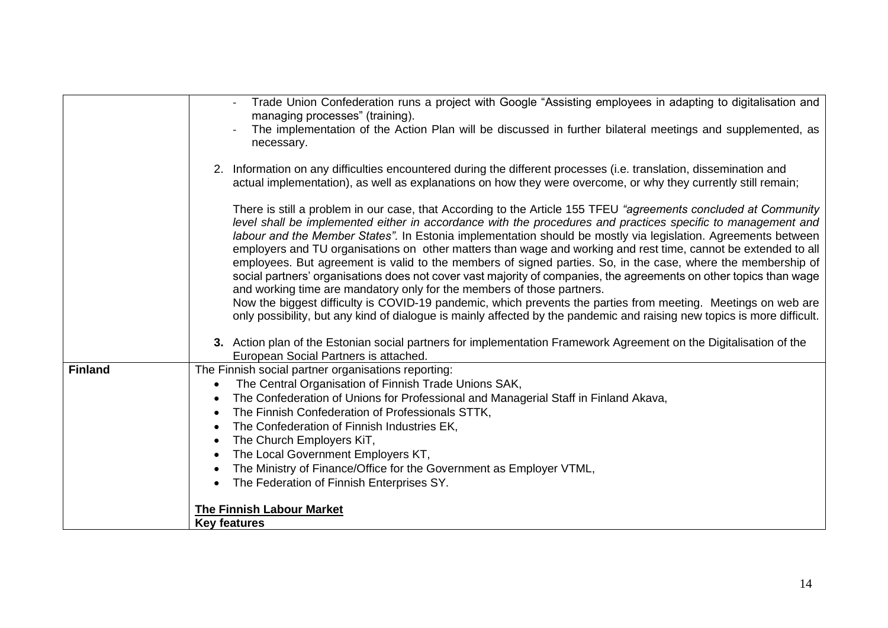| | |
|---|---|
| | - Trade Union Confederation runs a project with Google "Assisting employees in adapting to digitalisation and managing processes" (training).<br>- The implementation of the Action Plan will be discussed in further bilateral meetings and supplemented, as necessary.<br><br>2. Information on any difficulties encountered during the different processes (i.e. translation, dissemination and actual implementation), as well as explanations on how they were overcome, or why they currently still remain;<br><br>There is still a problem in our case, that According to the Article 155 TFEU *"agreements concluded at Community level shall be implemented either in accordance with the procedures and practices specific to management and labour and the Member States".* In Estonia implementation should be mostly via legislation. Agreements between employers and TU organisations on other matters than wage and working and rest time, cannot be extended to all employees. But agreement is valid to the members of signed parties. So, in the case, where the membership of social partners' organisations does not cover vast majority of companies, the agreements on other topics than wage and working time are mandatory only for the members of those partners.<br>Now the biggest difficulty is COVID-19 pandemic, which prevents the parties from meeting. Meetings on web are only possibility, but any kind of dialogue is mainly affected by the pandemic and raising new topics is more difficult.<br><br>**3.** Action plan of the Estonian social partners for implementation Framework Agreement on the Digitalisation of the European Social Partners is attached. |
| **Finland** | The Finnish social partner organisations reporting:<br>• The Central Organisation of Finnish Trade Unions SAK,<br>• The Confederation of Unions for Professional and Managerial Staff in Finland Akava,<br>• The Finnish Confederation of Professionals STTK,<br>• The Confederation of Finnish Industries EK,<br>• The Church Employers KiT,<br>• The Local Government Employers KT,<br>• The Ministry of Finance/Office for the Government as Employer VTML,<br>• The Federation of Finnish Enterprises SY.<br><br>**The Finnish Labour Market**<br>**Key features** |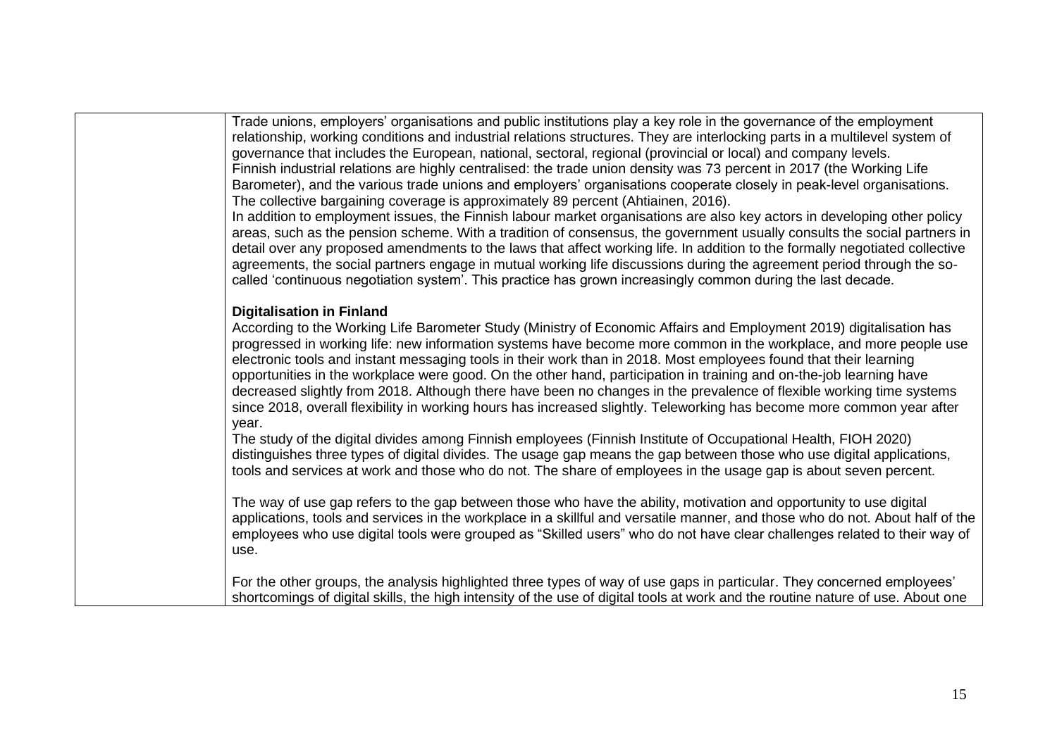Trade unions, employers' organisations and public institutions play a key role in the governance of the employment relationship, working conditions and industrial relations structures. They are interlocking parts in a multilevel system of governance that includes the European, national, sectoral, regional (provincial or local) and company levels.

Finnish industrial relations are highly centralised: the trade union density was 73 percent in 2017 (the Working Life Barometer), and the various trade unions and employers' organisations cooperate closely in peak-level organisations. The collective bargaining coverage is approximately 89 percent (Ahtiainen, 2016).

In addition to employment issues, the Finnish labour market organisations are also key actors in developing other policy areas, such as the pension scheme. With a tradition of consensus, the government usually consults the social partners in detail over any proposed amendments to the laws that affect working life. In addition to the formally negotiated collective agreements, the social partners engage in mutual working life discussions during the agreement period through the so-called 'continuous negotiation system'. This practice has grown increasingly common during the last decade.

**Digitalisation in Finland**

According to the Working Life Barometer Study (Ministry of Economic Affairs and Employment 2019) digitalisation has progressed in working life: new information systems have become more common in the workplace, and more people use electronic tools and instant messaging tools in their work than in 2018. Most employees found that their learning opportunities in the workplace were good. On the other hand, participation in training and on-the-job learning have decreased slightly from 2018. Although there have been no changes in the prevalence of flexible working time systems since 2018, overall flexibility in working hours has increased slightly. Teleworking has become more common year after year.

The study of the digital divides among Finnish employees (Finnish Institute of Occupational Health, FIOH 2020) distinguishes three types of digital divides. The usage gap means the gap between those who use digital applications, tools and services at work and those who do not. The share of employees in the usage gap is about seven percent.

The way of use gap refers to the gap between those who have the ability, motivation and opportunity to use digital applications, tools and services in the workplace in a skillful and versatile manner, and those who do not. About half of the employees who use digital tools were grouped as "Skilled users" who do not have clear challenges related to their way of use.

For the other groups, the analysis highlighted three types of way of use gaps in particular. They concerned employees' shortcomings of digital skills, the high intensity of the use of digital tools at work and the routine nature of use. About one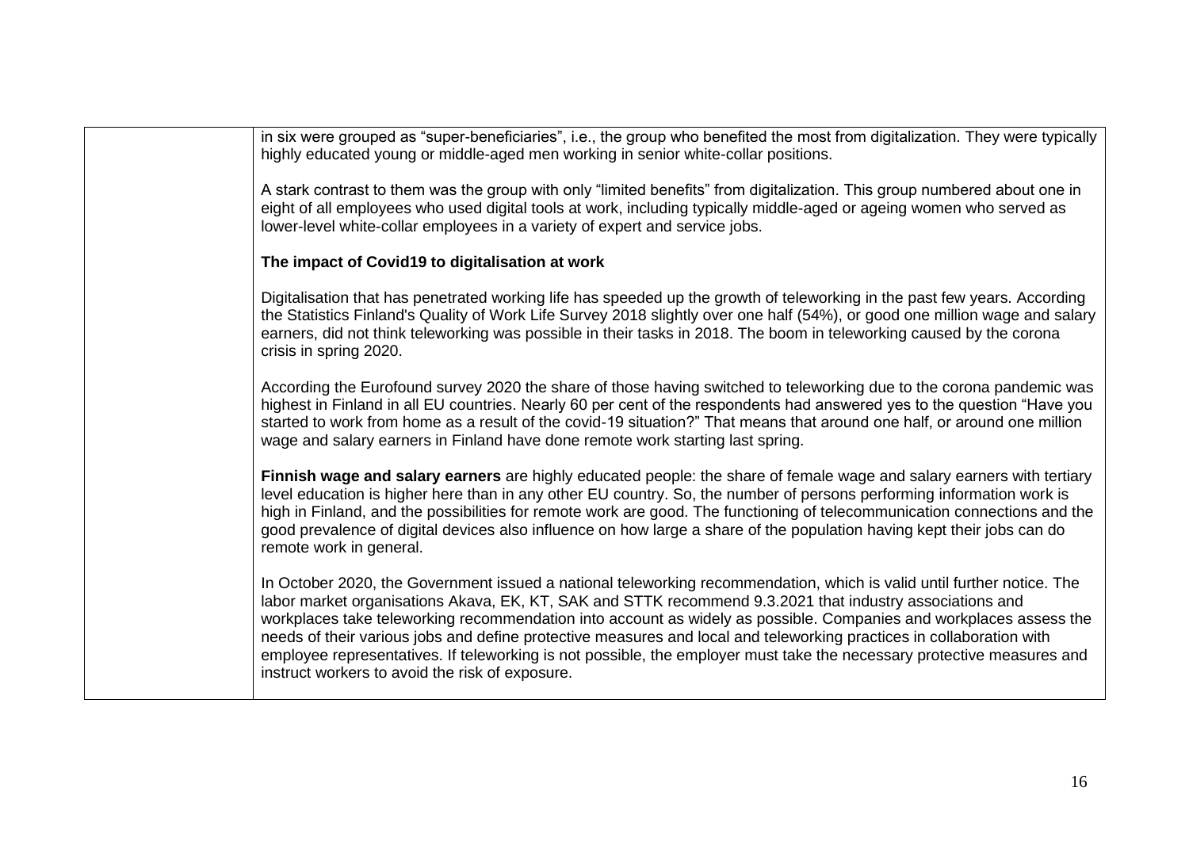| | in six were grouped as "super-beneficiaries", i.e., the group who benefited the most from digitalization. They were typically highly educated young or middle-aged men working in senior white-collar positions.<br><br>A stark contrast to them was the group with only "limited benefits" from digitalization. This group numbered about one in eight of all employees who used digital tools at work, including typically middle-aged or ageing women who served as lower-level white-collar employees in a variety of expert and service jobs.<br><br>**The impact of Covid19 to digitalisation at work**<br><br>Digitalisation that has penetrated working life has speeded up the growth of teleworking in the past few years. According the Statistics Finland's Quality of Work Life Survey 2018 slightly over one half (54%), or good one million wage and salary earners, did not think teleworking was possible in their tasks in 2018. The boom in teleworking caused by the corona crisis in spring 2020.<br><br>According the Eurofound survey 2020 the share of those having switched to teleworking due to the corona pandemic was highest in Finland in all EU countries. Nearly 60 per cent of the respondents had answered yes to the question "Have you started to work from home as a result of the covid-19 situation?" That means that around one half, or around one million wage and salary earners in Finland have done remote work starting last spring.<br><br>**Finnish wage and salary earners** are highly educated people: the share of female wage and salary earners with tertiary level education is higher here than in any other EU country. So, the number of persons performing information work is high in Finland, and the possibilities for remote work are good. The functioning of telecommunication connections and the good prevalence of digital devices also influence on how large a share of the population having kept their jobs can do remote work in general.<br><br>In October 2020, the Government issued a national teleworking recommendation, which is valid until further notice. The labor market organisations Akava, EK, KT, SAK and STTK recommend 9.3.2021 that industry associations and workplaces take teleworking recommendation into account as widely as possible. Companies and workplaces assess the needs of their various jobs and define protective measures and local and teleworking practices in collaboration with employee representatives. If teleworking is not possible, the employer must take the necessary protective measures and instruct workers to avoid the risk of exposure. |
|---|---|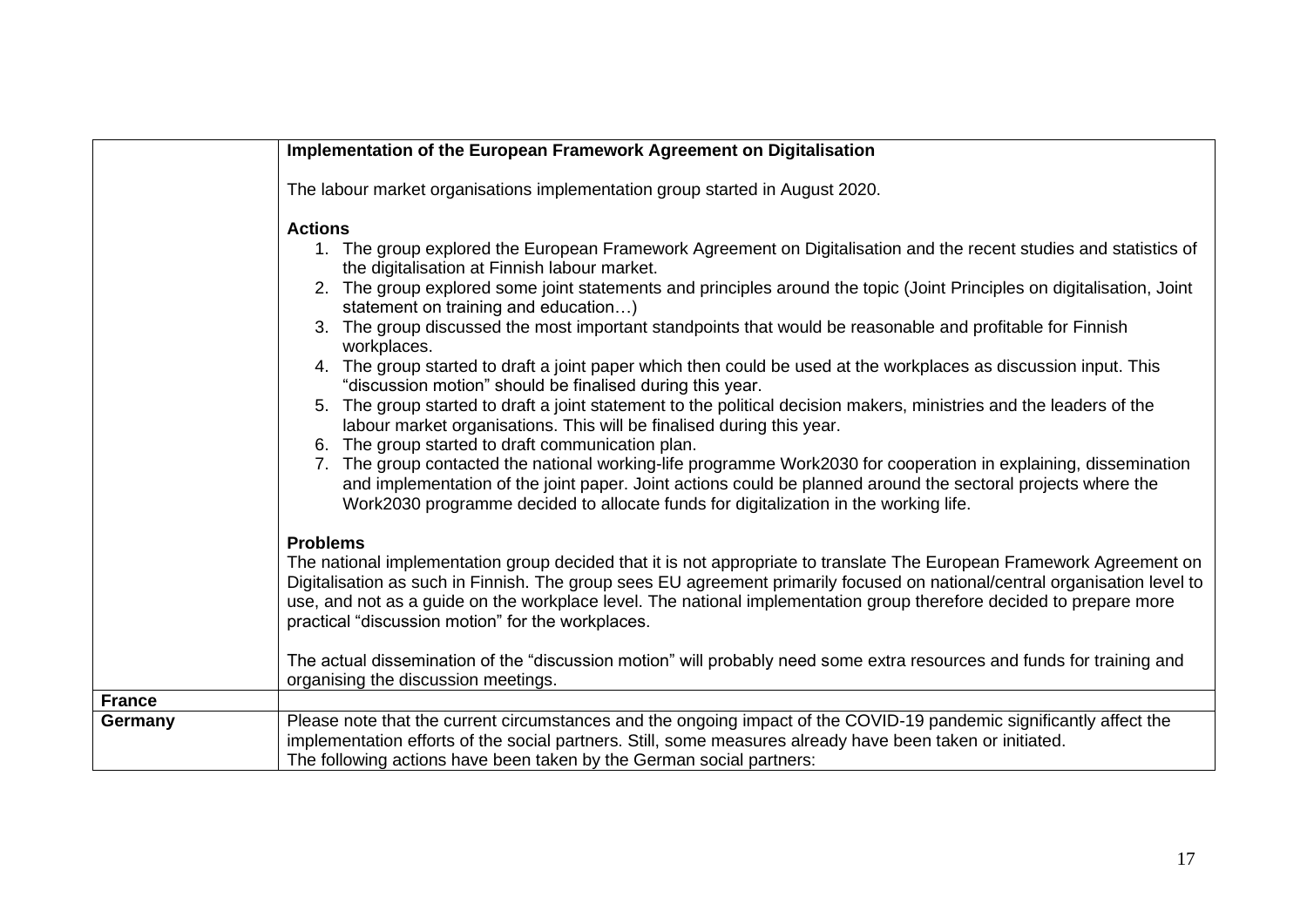| | |
|---|---|
| | **Implementation of the European Framework Agreement on Digitalisation**<br><br>The labour market organisations implementation group started in August 2020.<br><br>**Actions**<br>1. The group explored the European Framework Agreement on Digitalisation and the recent studies and statistics of the digitalisation at Finnish labour market.<br>2. The group explored some joint statements and principles around the topic (Joint Principles on digitalisation, Joint statement on training and education…)<br>3. The group discussed the most important standpoints that would be reasonable and profitable for Finnish workplaces.<br>4. The group started to draft a joint paper which then could be used at the workplaces as discussion input. This "discussion motion" should be finalised during this year.<br>5. The group started to draft a joint statement to the political decision makers, ministries and the leaders of the labour market organisations. This will be finalised during this year.<br>6. The group started to draft communication plan.<br>7. The group contacted the national working-life programme Work2030 for cooperation in explaining, dissemination and implementation of the joint paper. Joint actions could be planned around the sectoral projects where the Work2030 programme decided to allocate funds for digitalization in the working life.<br><br>**Problems**<br>The national implementation group decided that it is not appropriate to translate The European Framework Agreement on Digitalisation as such in Finnish. The group sees EU agreement primarily focused on national/central organisation level to use, and not as a guide on the workplace level. The national implementation group therefore decided to prepare more practical "discussion motion" for the workplaces.<br><br>The actual dissemination of the "discussion motion" will probably need some extra resources and funds for training and organising the discussion meetings. |
| **France** | |
| **Germany** | Please note that the current circumstances and the ongoing impact of the COVID-19 pandemic significantly affect the implementation efforts of the social partners. Still, some measures already have been taken or initiated.<br>The following actions have been taken by the German social partners: |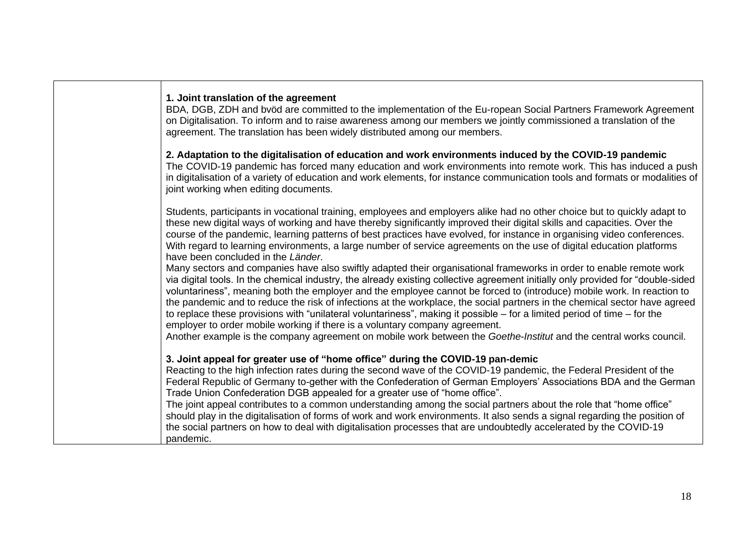| | |
|---|---|
| | **1. Joint translation of the agreement**<br>BDA, DGB, ZDH and bvöd are committed to the implementation of the Eu-ropean Social Partners Framework Agreement on Digitalisation. To inform and to raise awareness among our members we jointly commissioned a translation of the agreement. The translation has been widely distributed among our members.<br><br>**2. Adaptation to the digitalisation of education and work environments induced by the COVID-19 pandemic**<br>The COVID-19 pandemic has forced many education and work environments into remote work. This has induced a push in digitalisation of a variety of education and work elements, for instance communication tools and formats or modalities of joint working when editing documents.<br><br>Students, participants in vocational training, employees and employers alike had no other choice but to quickly adapt to these new digital ways of working and have thereby significantly improved their digital skills and capacities. Over the course of the pandemic, learning patterns of best practices have evolved, for instance in organising video conferences. With regard to learning environments, a large number of service agreements on the use of digital education platforms have been concluded in the *Länder*.<br>Many sectors and companies have also swiftly adapted their organisational frameworks in order to enable remote work via digital tools. In the chemical industry, the already existing collective agreement initially only provided for "double-sided voluntariness", meaning both the employer and the employee cannot be forced to (introduce) mobile work. In reaction to the pandemic and to reduce the risk of infections at the workplace, the social partners in the chemical sector have agreed to replace these provisions with "unilateral voluntariness", making it possible – for a limited period of time – for the employer to order mobile working if there is a voluntary company agreement.<br>Another example is the company agreement on mobile work between the *Goethe-Institut* and the central works council.<br><br>**3. Joint appeal for greater use of "home office" during the COVID-19 pan-demic**<br>Reacting to the high infection rates during the second wave of the COVID-19 pandemic, the Federal President of the Federal Republic of Germany to-gether with the Confederation of German Employers' Associations BDA and the German Trade Union Confederation DGB appealed for a greater use of "home office".<br>The joint appeal contributes to a common understanding among the social partners about the role that "home office" should play in the digitalisation of forms of work and work environments. It also sends a signal regarding the position of the social partners on how to deal with digitalisation processes that are undoubtedly accelerated by the COVID-19 pandemic. |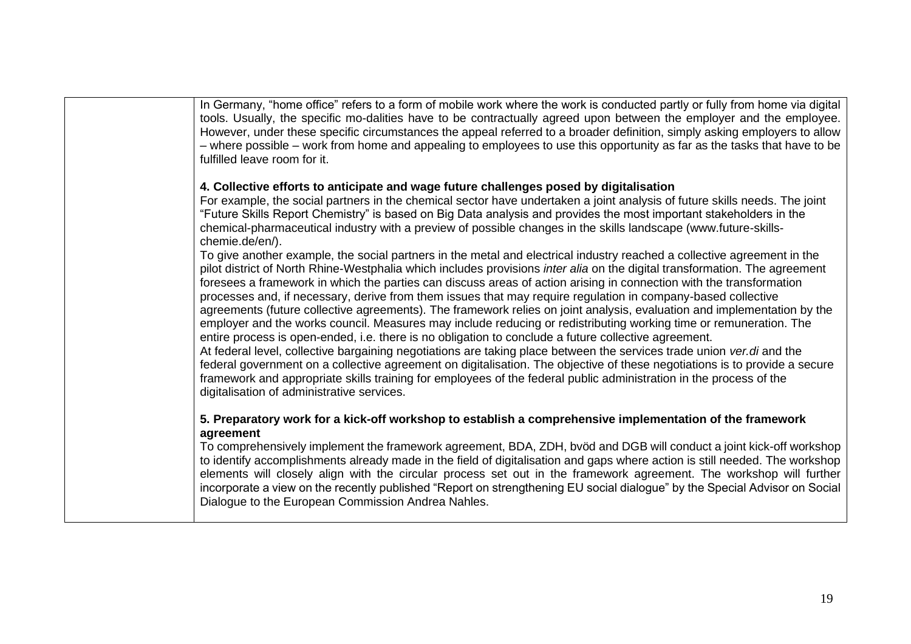| | |
|---|---|
| | In Germany, "home office" refers to a form of mobile work where the work is conducted partly or fully from home via digital tools. Usually, the specific mo-dalities have to be contractually agreed upon between the employer and the employee. However, under these specific circumstances the appeal referred to a broader definition, simply asking employers to allow – where possible – work from home and appealing to employees to use this opportunity as far as the tasks that have to be fulfilled leave room for it.<br><br>**4. Collective efforts to anticipate and wage future challenges posed by digitalisation**<br>For example, the social partners in the chemical sector have undertaken a joint analysis of future skills needs. The joint "Future Skills Report Chemistry" is based on Big Data analysis and provides the most important stakeholders in the chemical-pharmaceutical industry with a preview of possible changes in the skills landscape (www.future-skills-chemie.de/en/).<br>To give another example, the social partners in the metal and electrical industry reached a collective agreement in the pilot district of North Rhine-Westphalia which includes provisions *inter alia* on the digital transformation. The agreement foresees a framework in which the parties can discuss areas of action arising in connection with the transformation processes and, if necessary, derive from them issues that may require regulation in company-based collective agreements (future collective agreements). The framework relies on joint analysis, evaluation and implementation by the employer and the works council. Measures may include reducing or redistributing working time or remuneration. The entire process is open-ended, i.e. there is no obligation to conclude a future collective agreement.<br>At federal level, collective bargaining negotiations are taking place between the services trade union *ver.di* and the federal government on a collective agreement on digitalisation. The objective of these negotiations is to provide a secure framework and appropriate skills training for employees of the federal public administration in the process of the digitalisation of administrative services.<br><br>**5. Preparatory work for a kick-off workshop to establish a comprehensive implementation of the framework agreement**<br>To comprehensively implement the framework agreement, BDA, ZDH, bvöd and DGB will conduct a joint kick-off workshop to identify accomplishments already made in the field of digitalisation and gaps where action is still needed. The workshop elements will closely align with the circular process set out in the framework agreement. The workshop will further incorporate a view on the recently published "Report on strengthening EU social dialogue" by the Special Advisor on Social Dialogue to the European Commission Andrea Nahles. |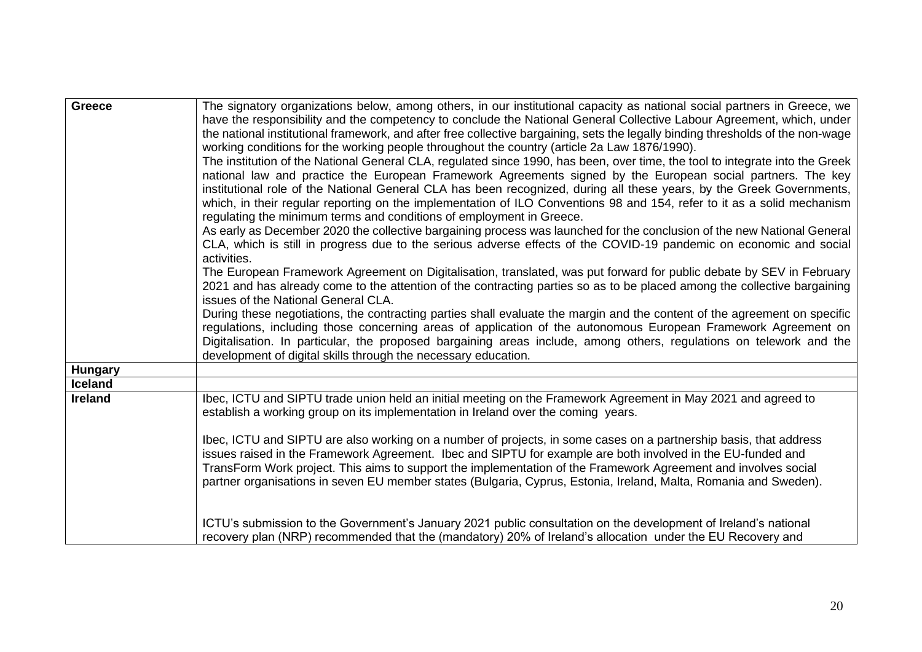| | |
|---|---|
| **Greece** | The signatory organizations below, among others, in our institutional capacity as national social partners in Greece, we have the responsibility and the competency to conclude the National General Collective Labour Agreement, which, under the national institutional framework, and after free collective bargaining, sets the legally binding thresholds of the non-wage working conditions for the working people throughout the country (article 2a Law 1876/1990).<br>The institution of the National General CLA, regulated since 1990, has been, over time, the tool to integrate into the Greek national law and practice the European Framework Agreements signed by the European social partners. The key institutional role of the National General CLA has been recognized, during all these years, by the Greek Governments, which, in their regular reporting on the implementation of ILO Conventions 98 and 154, refer to it as a solid mechanism regulating the minimum terms and conditions of employment in Greece.<br>As early as December 2020 the collective bargaining process was launched for the conclusion of the new National General CLA, which is still in progress due to the serious adverse effects of the COVID-19 pandemic on economic and social activities.<br>The European Framework Agreement on Digitalisation, translated, was put forward for public debate by SEV in February 2021 and has already come to the attention of the contracting parties so as to be placed among the collective bargaining issues of the National General CLA.<br>During these negotiations, the contracting parties shall evaluate the margin and the content of the agreement on specific regulations, including those concerning areas of application of the autonomous European Framework Agreement on Digitalisation. In particular, the proposed bargaining areas include, among others, regulations on telework and the development of digital skills through the necessary education. |
| **Hungary** | |
| **Iceland** | |
| **Ireland** | Ibec, ICTU and SIPTU trade union held an initial meeting on the Framework Agreement in May 2021 and agreed to establish a working group on its implementation in Ireland over the coming years.<br><br>Ibec, ICTU and SIPTU are also working on a number of projects, in some cases on a partnership basis, that address issues raised in the Framework Agreement. Ibec and SIPTU for example are both involved in the EU-funded and TransForm Work project. This aims to support the implementation of the Framework Agreement and involves social partner organisations in seven EU member states (Bulgaria, Cyprus, Estonia, Ireland, Malta, Romania and Sweden).<br><br>ICTU's submission to the Government's January 2021 public consultation on the development of Ireland's national recovery plan (NRP) recommended that the (mandatory) 20% of Ireland's allocation under the EU Recovery and |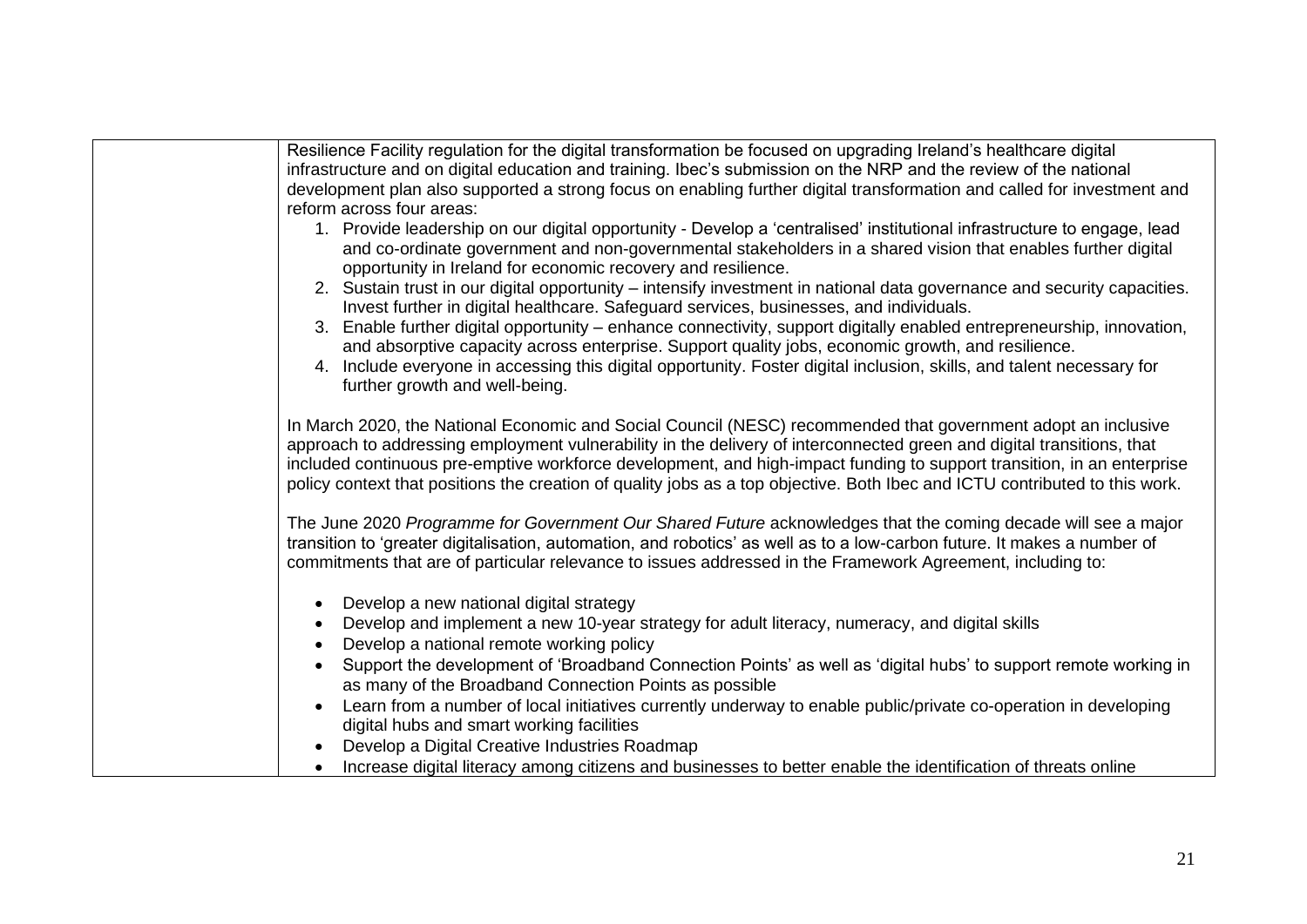| | Resilience Facility regulation for the digital transformation be focused on upgrading Ireland's healthcare digital infrastructure and on digital education and training. Ibec's submission on the NRP and the review of the national development plan also supported a strong focus on enabling further digital transformation and called for investment and reform across four areas:<br>1. Provide leadership on our digital opportunity - Develop a 'centralised' institutional infrastructure to engage, lead and co-ordinate government and non-governmental stakeholders in a shared vision that enables further digital opportunity in Ireland for economic recovery and resilience.<br>2. Sustain trust in our digital opportunity – intensify investment in national data governance and security capacities. Invest further in digital healthcare. Safeguard services, businesses, and individuals.<br>3. Enable further digital opportunity – enhance connectivity, support digitally enabled entrepreneurship, innovation, and absorptive capacity across enterprise. Support quality jobs, economic growth, and resilience.<br>4. Include everyone in accessing this digital opportunity. Foster digital inclusion, skills, and talent necessary for further growth and well-being.<br><br>In March 2020, the National Economic and Social Council (NESC) recommended that government adopt an inclusive approach to addressing employment vulnerability in the delivery of interconnected green and digital transitions, that included continuous pre-emptive workforce development, and high-impact funding to support transition, in an enterprise policy context that positions the creation of quality jobs as a top objective. Both Ibec and ICTU contributed to this work.<br><br>The June 2020 *Programme for Government Our Shared Future* acknowledges that the coming decade will see a major transition to 'greater digitalisation, automation, and robotics' as well as to a low-carbon future. It makes a number of commitments that are of particular relevance to issues addressed in the Framework Agreement, including to:<br><br>• Develop a new national digital strategy<br>• Develop and implement a new 10-year strategy for adult literacy, numeracy, and digital skills<br>• Develop a national remote working policy<br>• Support the development of 'Broadband Connection Points' as well as 'digital hubs' to support remote working in as many of the Broadband Connection Points as possible<br>• Learn from a number of local initiatives currently underway to enable public/private co-operation in developing digital hubs and smart working facilities<br>• Develop a Digital Creative Industries Roadmap<br>• Increase digital literacy among citizens and businesses to better enable the identification of threats online |
|---|---|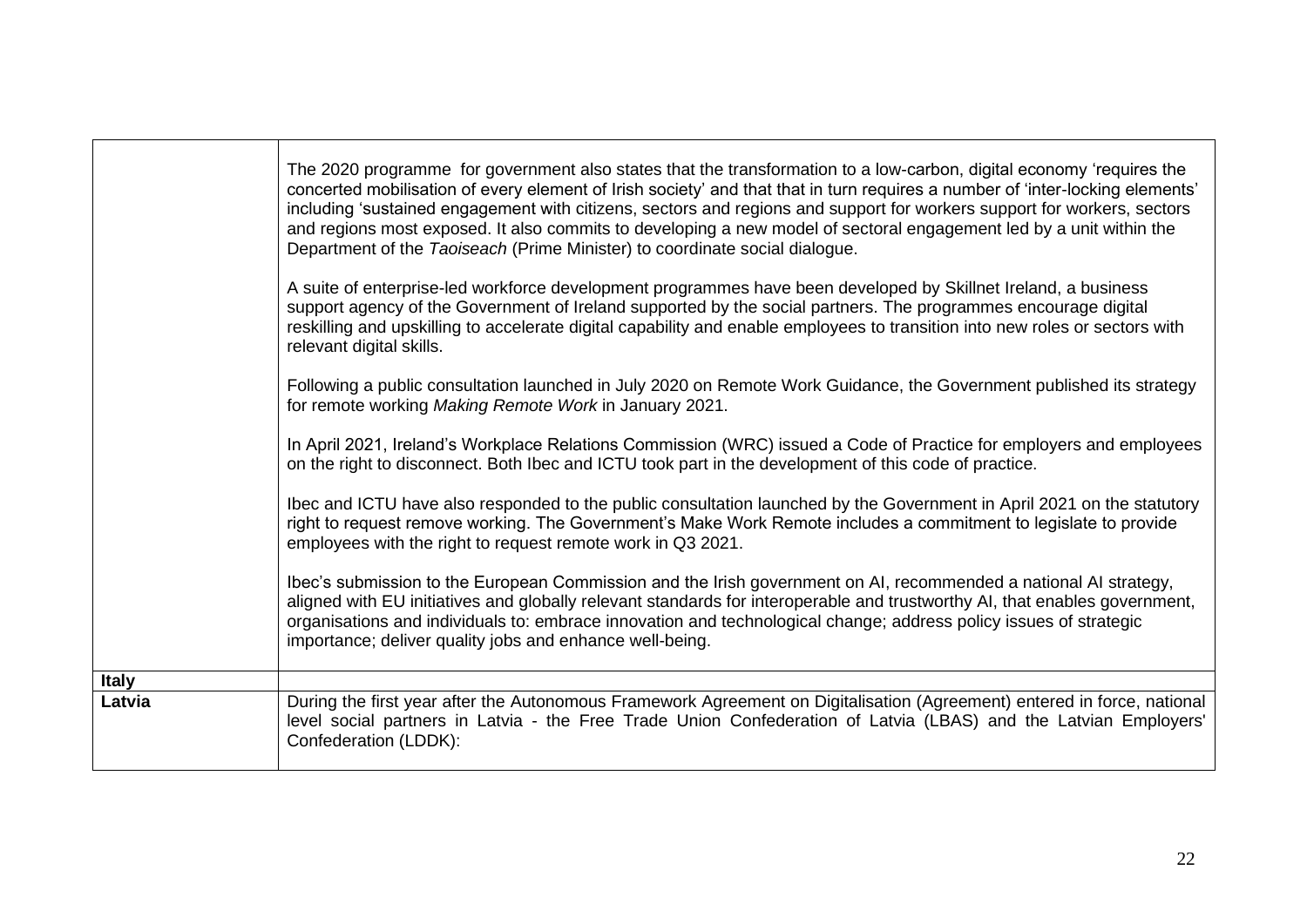| | |
|---|---|
| | The 2020 programme for government also states that the transformation to a low-carbon, digital economy 'requires the concerted mobilisation of every element of Irish society' and that that in turn requires a number of 'inter-locking elements' including 'sustained engagement with citizens, sectors and regions and support for workers support for workers, sectors and regions most exposed. It also commits to developing a new model of sectoral engagement led by a unit within the Department of the *Taoiseach* (Prime Minister) to coordinate social dialogue.<br><br>A suite of enterprise-led workforce development programmes have been developed by Skillnet Ireland, a business support agency of the Government of Ireland supported by the social partners. The programmes encourage digital reskilling and upskilling to accelerate digital capability and enable employees to transition into new roles or sectors with relevant digital skills.<br><br>Following a public consultation launched in July 2020 on Remote Work Guidance, the Government published its strategy for remote working *Making Remote Work* in January 2021.<br><br>In April 2021, Ireland's Workplace Relations Commission (WRC) issued a Code of Practice for employers and employees on the right to disconnect. Both Ibec and ICTU took part in the development of this code of practice.<br><br>Ibec and ICTU have also responded to the public consultation launched by the Government in April 2021 on the statutory right to request remove working. The Government's Make Work Remote includes a commitment to legislate to provide employees with the right to request remote work in Q3 2021.<br><br>Ibec's submission to the European Commission and the Irish government on AI, recommended a national AI strategy, aligned with EU initiatives and globally relevant standards for interoperable and trustworthy AI, that enables government, organisations and individuals to: embrace innovation and technological change; address policy issues of strategic importance; deliver quality jobs and enhance well-being. |
| **Italy** | |
| **Latvia** | During the first year after the Autonomous Framework Agreement on Digitalisation (Agreement) entered in force, national level social partners in Latvia - the Free Trade Union Confederation of Latvia (LBAS) and the Latvian Employers' Confederation (LDDK): |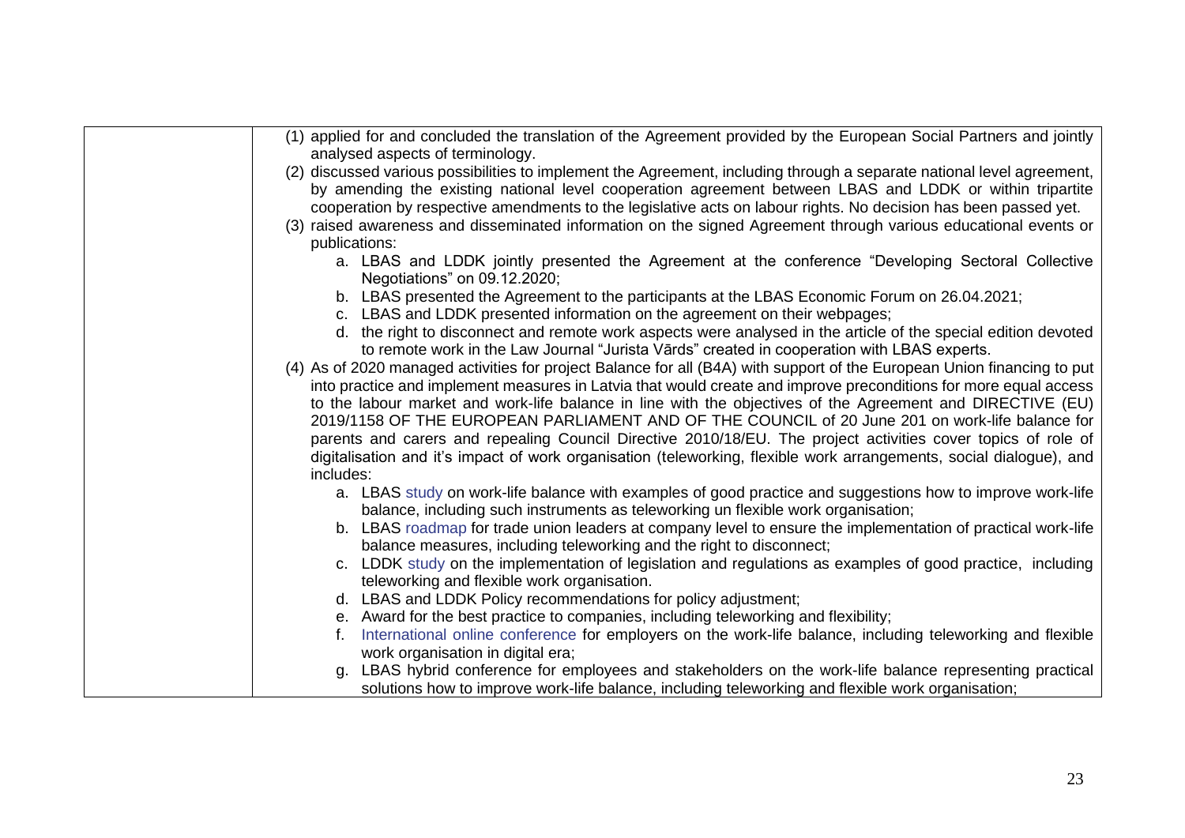| | (1) applied for and concluded the translation of the Agreement provided by the European Social Partners and jointly analysed aspects of terminology.<br>(2) discussed various possibilities to implement the Agreement, including through a separate national level agreement, by amending the existing national level cooperation agreement between LBAS and LDDK or within tripartite cooperation by respective amendments to the legislative acts on labour rights. No decision has been passed yet.<br>(3) raised awareness and disseminated information on the signed Agreement through various educational events or publications:<br>a. LBAS and LDDK jointly presented the Agreement at the conference "Developing Sectoral Collective Negotiations" on 09.12.2020;<br>b. LBAS presented the Agreement to the participants at the LBAS Economic Forum on 26.04.2021;<br>c. LBAS and LDDK presented information on the agreement on their webpages;<br>d. the right to disconnect and remote work aspects were analysed in the article of the special edition devoted to remote work in the Law Journal "Jurista Vārds" created in cooperation with LBAS experts.<br>(4) As of 2020 managed activities for project Balance for all (B4A) with support of the European Union financing to put into practice and implement measures in Latvia that would create and improve preconditions for more equal access to the labour market and work-life balance in line with the objectives of the Agreement and DIRECTIVE (EU) 2019/1158 OF THE EUROPEAN PARLIAMENT AND OF THE COUNCIL of 20 June 201 on work-life balance for parents and carers and repealing Council Directive 2010/18/EU. The project activities cover topics of role of digitalisation and it's impact of work organisation (teleworking, flexible work arrangements, social dialogue), and includes:<br>a. LBAS study on work-life balance with examples of good practice and suggestions how to improve work-life balance, including such instruments as teleworking un flexible work organisation;<br>b. LBAS roadmap for trade union leaders at company level to ensure the implementation of practical work-life balance measures, including teleworking and the right to disconnect;<br>c. LDDK study on the implementation of legislation and regulations as examples of good practice, including teleworking and flexible work organisation.<br>d. LBAS and LDDK Policy recommendations for policy adjustment;<br>e. Award for the best practice to companies, including teleworking and flexibility;<br>f. International online conference for employers on the work-life balance, including teleworking and flexible work organisation in digital era;<br>g. LBAS hybrid conference for employees and stakeholders on the work-life balance representing practical solutions how to improve work-life balance, including teleworking and flexible work organisation; |
|---|---|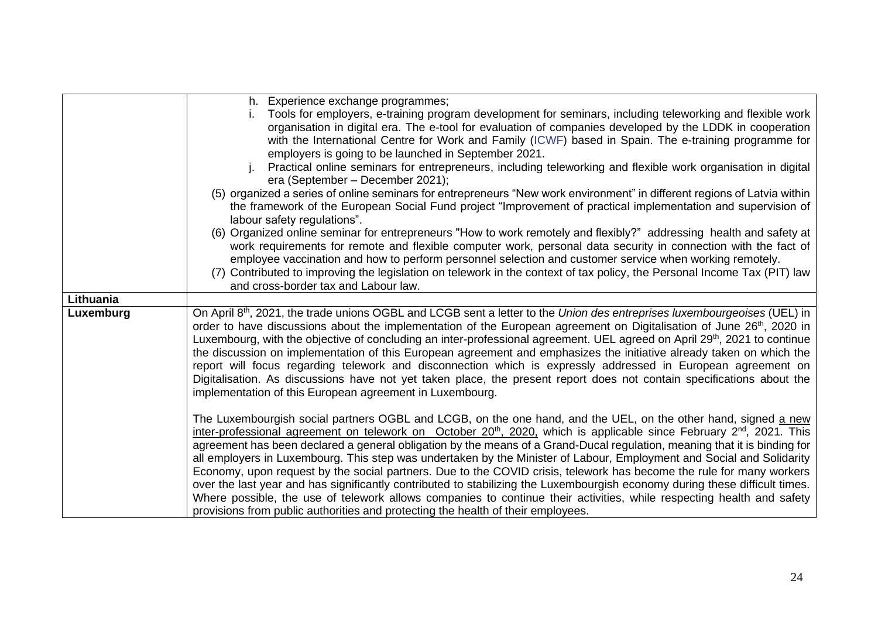| | |
|---|---|
| | h. Experience exchange programmes;<br>i. Tools for employers, e-training program development for seminars, including teleworking and flexible work organisation in digital era. The e-tool for evaluation of companies developed by the LDDK in cooperation with the International Centre for Work and Family (ICWF) based in Spain. The e-training programme for employers is going to be launched in September 2021.<br>j. Practical online seminars for entrepreneurs, including teleworking and flexible work organisation in digital era (September – December 2021);<br>(5) organized a series of online seminars for entrepreneurs "New work environment" in different regions of Latvia within the framework of the European Social Fund project "Improvement of practical implementation and supervision of labour safety regulations".<br>(6) Organized online seminar for entrepreneurs "How to work remotely and flexibly?" addressing health and safety at work requirements for remote and flexible computer work, personal data security in connection with the fact of employee vaccination and how to perform personnel selection and customer service when working remotely.<br>(7) Contributed to improving the legislation on telework in the context of tax policy, the Personal Income Tax (PIT) law and cross-border tax and Labour law. |
| **Lithuania** | |
| **Luxemburg** | On April 8th, 2021, the trade unions OGBL and LCGB sent a letter to the *Union des entreprises luxembourgeoises* (UEL) in order to have discussions about the implementation of the European agreement on Digitalisation of June 26th, 2020 in Luxembourg, with the objective of concluding an inter-professional agreement. UEL agreed on April 29th, 2021 to continue the discussion on implementation of this European agreement and emphasizes the initiative already taken on which the report will focus regarding telework and disconnection which is expressly addressed in European agreement on Digitalisation. As discussions have not yet taken place, the present report does not contain specifications about the implementation of this European agreement in Luxembourg.<br><br>The Luxembourgish social partners OGBL and LCGB, on the one hand, and the UEL, on the other hand, signed a new inter-professional agreement on telework on October 20th, 2020, which is applicable since February 2nd, 2021. This agreement has been declared a general obligation by the means of a Grand-Ducal regulation, meaning that it is binding for all employers in Luxembourg. This step was undertaken by the Minister of Labour, Employment and Social and Solidarity Economy, upon request by the social partners. Due to the COVID crisis, telework has become the rule for many workers over the last year and has significantly contributed to stabilizing the Luxembourgish economy during these difficult times. Where possible, the use of telework allows companies to continue their activities, while respecting health and safety provisions from public authorities and protecting the health of their employees. |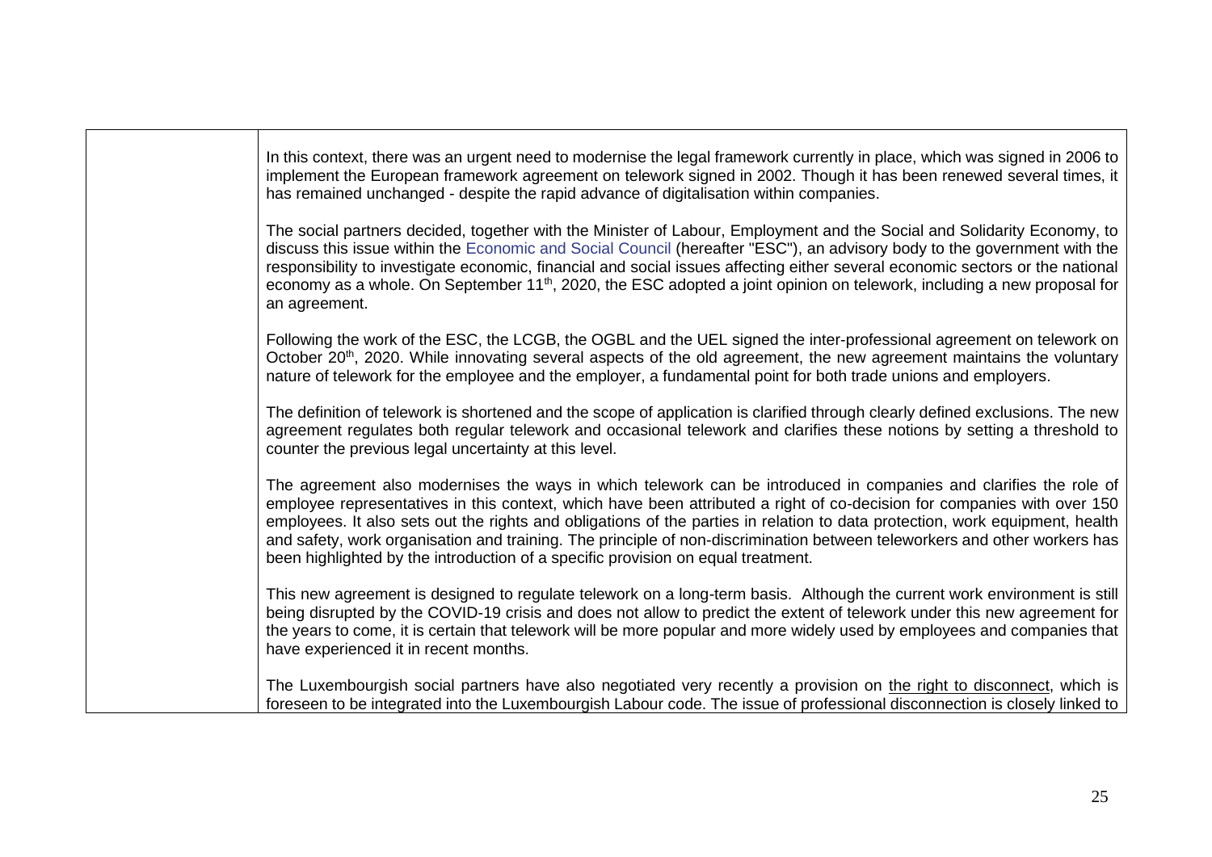| | |
|---|---|
| | In this context, there was an urgent need to modernise the legal framework currently in place, which was signed in 2006 to implement the European framework agreement on telework signed in 2002. Though it has been renewed several times, it has remained unchanged - despite the rapid advance of digitalisation within companies.<br><br>The social partners decided, together with the Minister of Labour, Employment and the Social and Solidarity Economy, to discuss this issue within the Economic and Social Council (hereafter "ESC"), an advisory body to the government with the responsibility to investigate economic, financial and social issues affecting either several economic sectors or the national economy as a whole. On September 11th, 2020, the ESC adopted a joint opinion on telework, including a new proposal for an agreement.<br><br>Following the work of the ESC, the LCGB, the OGBL and the UEL signed the inter-professional agreement on telework on October 20th, 2020. While innovating several aspects of the old agreement, the new agreement maintains the voluntary nature of telework for the employee and the employer, a fundamental point for both trade unions and employers.<br><br>The definition of telework is shortened and the scope of application is clarified through clearly defined exclusions. The new agreement regulates both regular telework and occasional telework and clarifies these notions by setting a threshold to counter the previous legal uncertainty at this level.<br><br>The agreement also modernises the ways in which telework can be introduced in companies and clarifies the role of employee representatives in this context, which have been attributed a right of co-decision for companies with over 150 employees. It also sets out the rights and obligations of the parties in relation to data protection, work equipment, health and safety, work organisation and training. The principle of non-discrimination between teleworkers and other workers has been highlighted by the introduction of a specific provision on equal treatment.<br><br>This new agreement is designed to regulate telework on a long-term basis. Although the current work environment is still being disrupted by the COVID-19 crisis and does not allow to predict the extent of telework under this new agreement for the years to come, it is certain that telework will be more popular and more widely used by employees and companies that have experienced it in recent months.<br><br>The Luxembourgish social partners have also negotiated very recently a provision on the right to disconnect, which is foreseen to be integrated into the Luxembourgish Labour code. The issue of professional disconnection is closely linked to |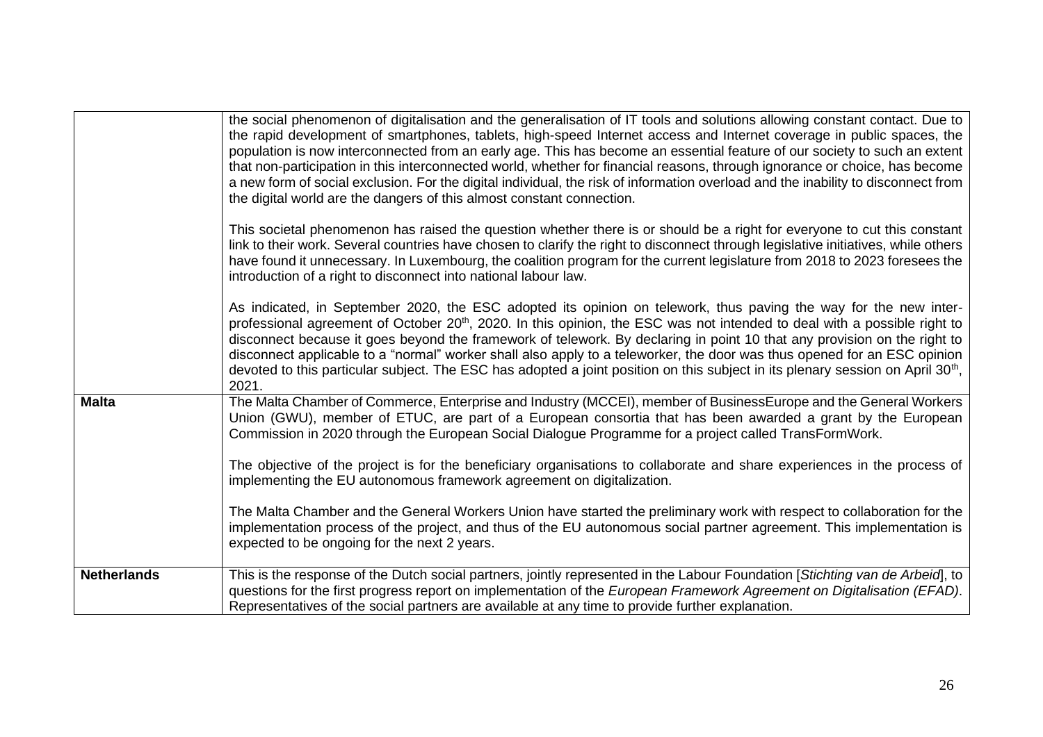| | |
|---|---|
| | the social phenomenon of digitalisation and the generalisation of IT tools and solutions allowing constant contact. Due to the rapid development of smartphones, tablets, high-speed Internet access and Internet coverage in public spaces, the population is now interconnected from an early age. This has become an essential feature of our society to such an extent that non-participation in this interconnected world, whether for financial reasons, through ignorance or choice, has become a new form of social exclusion. For the digital individual, the risk of information overload and the inability to disconnect from the digital world are the dangers of this almost constant connection.<br><br>This societal phenomenon has raised the question whether there is or should be a right for everyone to cut this constant link to their work. Several countries have chosen to clarify the right to disconnect through legislative initiatives, while others have found it unnecessary. In Luxembourg, the coalition program for the current legislature from 2018 to 2023 foresees the introduction of a right to disconnect into national labour law.<br><br>As indicated, in September 2020, the ESC adopted its opinion on telework, thus paving the way for the new inter-professional agreement of October 20th, 2020. In this opinion, the ESC was not intended to deal with a possible right to disconnect because it goes beyond the framework of telework. By declaring in point 10 that any provision on the right to disconnect applicable to a "normal" worker shall also apply to a teleworker, the door was thus opened for an ESC opinion devoted to this particular subject. The ESC has adopted a joint position on this subject in its plenary session on April 30th, 2021. |
| **Malta** | The Malta Chamber of Commerce, Enterprise and Industry (MCCEI), member of BusinessEurope and the General Workers Union (GWU), member of ETUC, are part of a European consortia that has been awarded a grant by the European Commission in 2020 through the European Social Dialogue Programme for a project called TransFormWork.<br><br>The objective of the project is for the beneficiary organisations to collaborate and share experiences in the process of implementing the EU autonomous framework agreement on digitalization.<br><br>The Malta Chamber and the General Workers Union have started the preliminary work with respect to collaboration for the implementation process of the project, and thus of the EU autonomous social partner agreement. This implementation is expected to be ongoing for the next 2 years. |
| **Netherlands** | This is the response of the Dutch social partners, jointly represented in the Labour Foundation [*Stichting van de Arbeid*], to questions for the first progress report on implementation of the *European Framework Agreement on Digitalisation (EFAD)*. Representatives of the social partners are available at any time to provide further explanation. |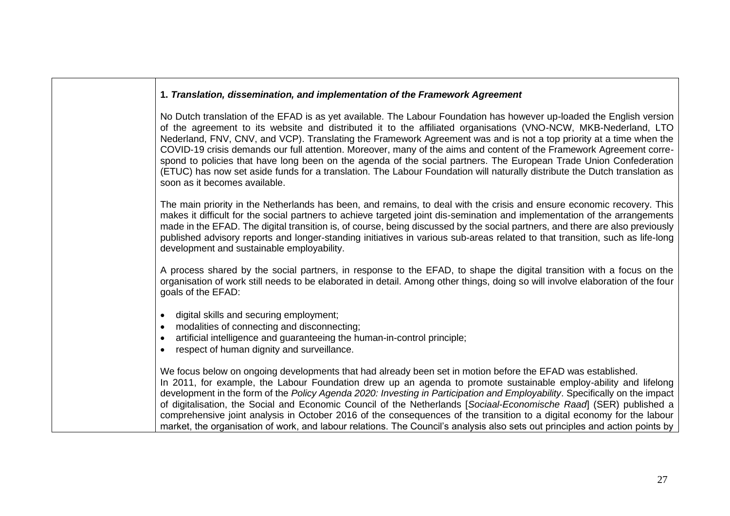**1. *Translation, dissemination, and implementation of the Framework Agreement***

No Dutch translation of the EFAD is as yet available. The Labour Foundation has however up-loaded the English version of the agreement to its website and distributed it to the affiliated organisations (VNO-NCW, MKB-Nederland, LTO Nederland, FNV, CNV, and VCP). Translating the Framework Agreement was and is not a top priority at a time when the COVID-19 crisis demands our full attention. Moreover, many of the aims and content of the Framework Agreement correspond to policies that have long been on the agenda of the social partners. The European Trade Union Confederation (ETUC) has now set aside funds for a translation. The Labour Foundation will naturally distribute the Dutch translation as soon as it becomes available.

The main priority in the Netherlands has been, and remains, to deal with the crisis and ensure economic recovery. This makes it difficult for the social partners to achieve targeted joint dis-semination and implementation of the arrangements made in the EFAD. The digital transition is, of course, being discussed by the social partners, and there are also previously published advisory reports and longer-standing initiatives in various sub-areas related to that transition, such as life-long development and sustainable employability.

A process shared by the social partners, in response to the EFAD, to shape the digital transition with a focus on the organisation of work still needs to be elaborated in detail. Among other things, doing so will involve elaboration of the four goals of the EFAD:

- digital skills and securing employment;
- modalities of connecting and disconnecting;
- artificial intelligence and guaranteeing the human-in-control principle;
- respect of human dignity and surveillance.

We focus below on ongoing developments that had already been set in motion before the EFAD was established.
In 2011, for example, the Labour Foundation drew up an agenda to promote sustainable employ-ability and lifelong development in the form of the *Policy Agenda 2020: Investing in Participation and Employability*. Specifically on the impact of digitalisation, the Social and Economic Council of the Netherlands [*Sociaal-Economische Raad*] (SER) published a comprehensive joint analysis in October 2016 of the consequences of the transition to a digital economy for the labour market, the organisation of work, and labour relations. The Council's analysis also sets out principles and action points by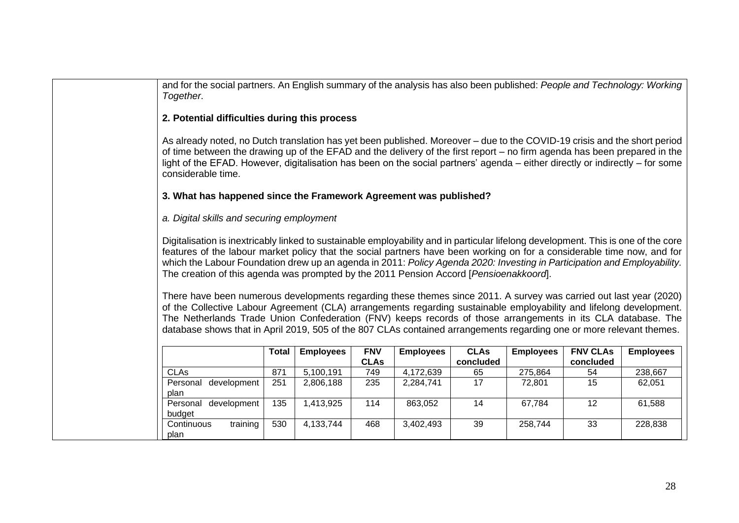and for the social partners. An English summary of the analysis has also been published: *People and Technology: Working Together*.

**2. Potential difficulties during this process**

As already noted, no Dutch translation has yet been published. Moreover – due to the COVID-19 crisis and the short period of time between the drawing up of the EFAD and the delivery of the first report – no firm agenda has been prepared in the light of the EFAD. However, digitalisation has been on the social partners' agenda – either directly or indirectly – for some considerable time.

**3. What has happened since the Framework Agreement was published?**

*a. Digital skills and securing employment*

Digitalisation is inextricably linked to sustainable employability and in particular lifelong development. This is one of the core features of the labour market policy that the social partners have been working on for a considerable time now, and for which the Labour Foundation drew up an agenda in 2011: *Policy Agenda 2020: Investing in Participation and Employability.* The creation of this agenda was prompted by the 2011 Pension Accord [*Pensioenakkoord*].

There have been numerous developments regarding these themes since 2011. A survey was carried out last year (2020) of the Collective Labour Agreement (CLA) arrangements regarding sustainable employability and lifelong development. The Netherlands Trade Union Confederation (FNV) keeps records of those arrangements in its CLA database. The database shows that in April 2019, 505 of the 807 CLAs contained arrangements regarding one or more relevant themes.

| | Total | Employees | FNV CLAs | Employees | CLAs concluded | Employees | FNV CLAs concluded | Employees |
|---|---|---|---|---|---|---|---|---|
| CLAs | 871 | 5,100,191 | 749 | 4,172,639 | 65 | 275,864 | 54 | 238,667 |
| Personal development plan | 251 | 2,806,188 | 235 | 2,284,741 | 17 | 72,801 | 15 | 62,051 |
| Personal development budget | 135 | 1,413,925 | 114 | 863,052 | 14 | 67,784 | 12 | 61,588 |
| Continuous training plan | 530 | 4,133,744 | 468 | 3,402,493 | 39 | 258,744 | 33 | 228,838 |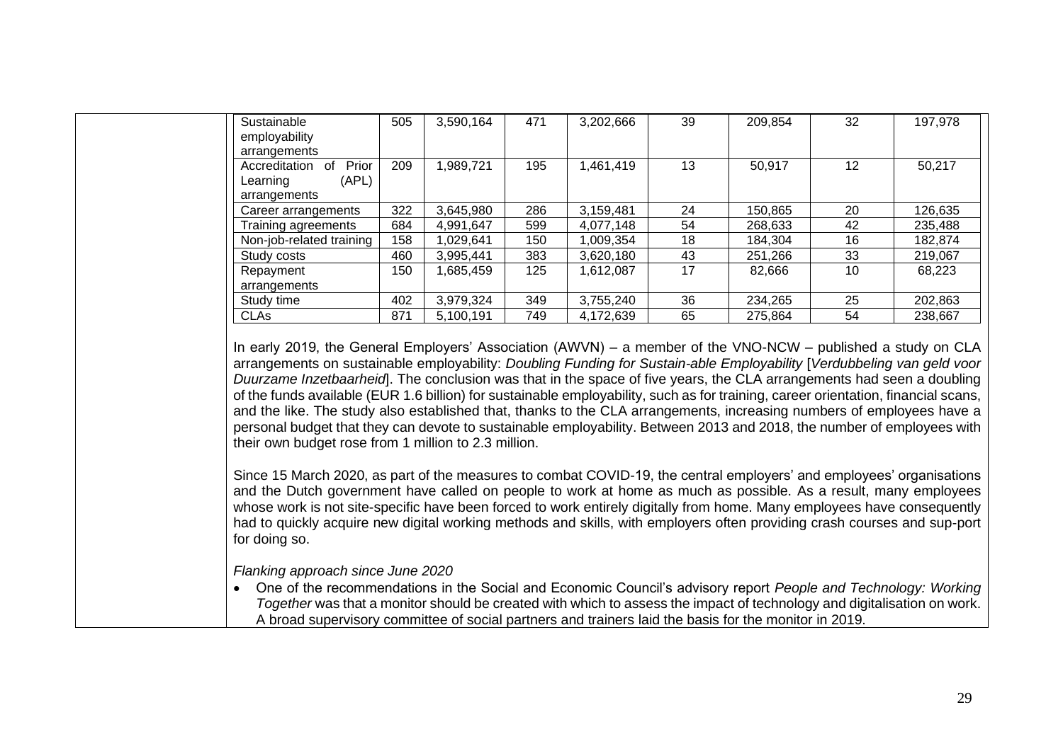| | | | | | | | | |
|---|---|---|---|---|---|---|---|---|
| Sustainable employability arrangements | 505 | 3,590,164 | 471 | 3,202,666 | 39 | 209,854 | 32 | 197,978 |
| Accreditation of Prior Learning (APL) arrangements | 209 | 1,989,721 | 195 | 1,461,419 | 13 | 50,917 | 12 | 50,217 |
| Career arrangements | 322 | 3,645,980 | 286 | 3,159,481 | 24 | 150,865 | 20 | 126,635 |
| Training agreements | 684 | 4,991,647 | 599 | 4,077,148 | 54 | 268,633 | 42 | 235,488 |
| Non-job-related training | 158 | 1,029,641 | 150 | 1,009,354 | 18 | 184,304 | 16 | 182,874 |
| Study costs | 460 | 3,995,441 | 383 | 3,620,180 | 43 | 251,266 | 33 | 219,067 |
| Repayment arrangements | 150 | 1,685,459 | 125 | 1,612,087 | 17 | 82,666 | 10 | 68,223 |
| Study time | 402 | 3,979,324 | 349 | 3,755,240 | 36 | 234,265 | 25 | 202,863 |
| CLAs | 871 | 5,100,191 | 749 | 4,172,639 | 65 | 275,864 | 54 | 238,667 |

In early 2019, the General Employers' Association (AWVN) – a member of the VNO-NCW – published a study on CLA arrangements on sustainable employability: *Doubling Funding for Sustain-able Employability* [*Verdubbeling van geld voor Duurzame Inzetbaarheid*]. The conclusion was that in the space of five years, the CLA arrangements had seen a doubling of the funds available (EUR 1.6 billion) for sustainable employability, such as for training, career orientation, financial scans, and the like. The study also established that, thanks to the CLA arrangements, increasing numbers of employees have a personal budget that they can devote to sustainable employability. Between 2013 and 2018, the number of employees with their own budget rose from 1 million to 2.3 million.

Since 15 March 2020, as part of the measures to combat COVID-19, the central employers' and employees' organisations and the Dutch government have called on people to work at home as much as possible. As a result, many employees whose work is not site-specific have been forced to work entirely digitally from home. Many employees have consequently had to quickly acquire new digital working methods and skills, with employers often providing crash courses and sup-port for doing so.

*Flanking approach since June 2020*

- One of the recommendations in the Social and Economic Council's advisory report *People and Technology: Working Together* was that a monitor should be created with which to assess the impact of technology and digitalisation on work. A broad supervisory committee of social partners and trainers laid the basis for the monitor in 2019.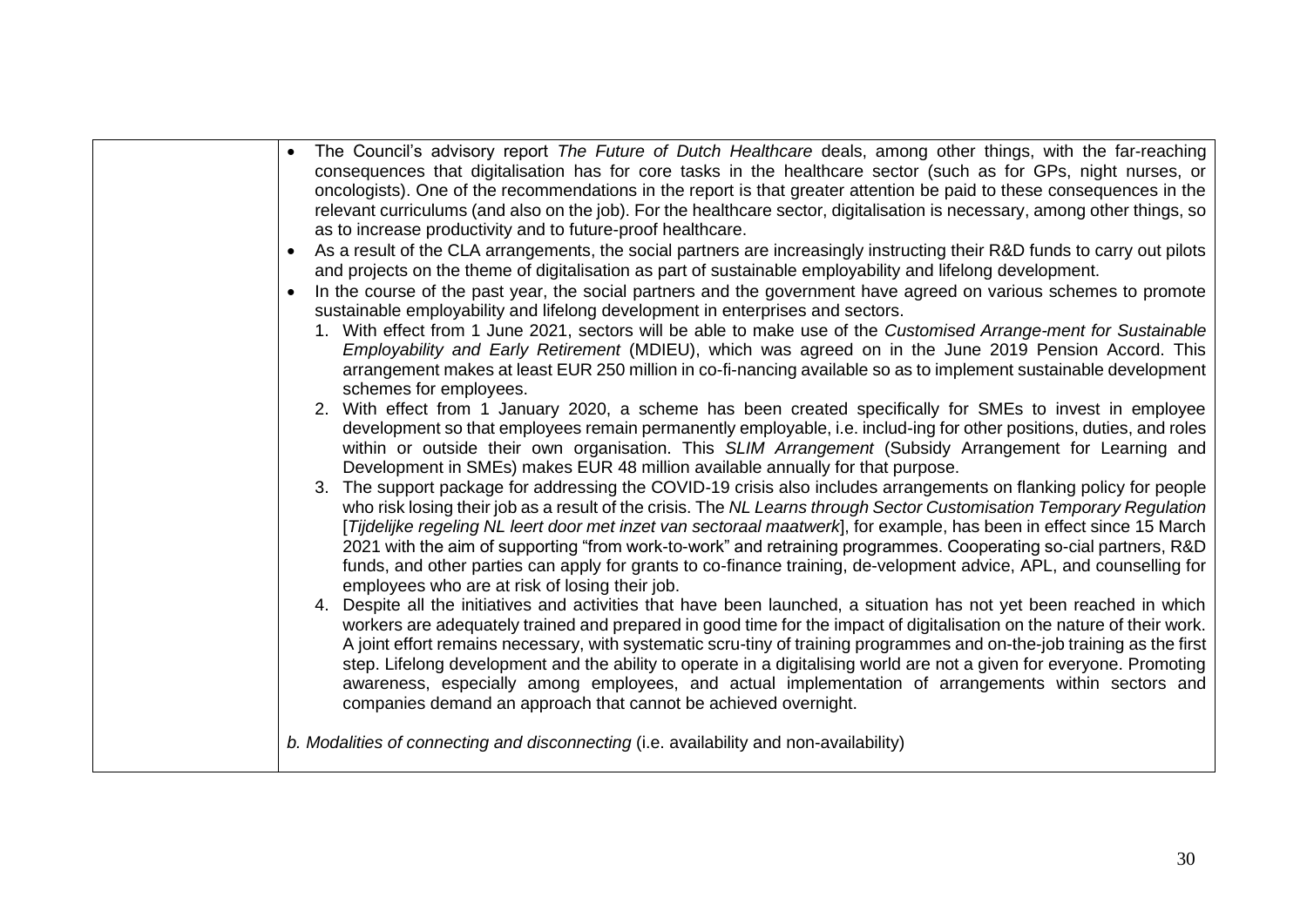- The Council's advisory report *The Future of Dutch Healthcare* deals, among other things, with the far-reaching consequences that digitalisation has for core tasks in the healthcare sector (such as for GPs, night nurses, or oncologists). One of the recommendations in the report is that greater attention be paid to these consequences in the relevant curriculums (and also on the job). For the healthcare sector, digitalisation is necessary, among other things, so as to increase productivity and to future-proof healthcare.
- As a result of the CLA arrangements, the social partners are increasingly instructing their R&D funds to carry out pilots and projects on the theme of digitalisation as part of sustainable employability and lifelong development.
- In the course of the past year, the social partners and the government have agreed on various schemes to promote sustainable employability and lifelong development in enterprises and sectors.
  1. With effect from 1 June 2021, sectors will be able to make use of the *Customised Arrange-ment for Sustainable Employability and Early Retirement* (MDIEU), which was agreed on in the June 2019 Pension Accord. This arrangement makes at least EUR 250 million in co-fi-nancing available so as to implement sustainable development schemes for employees.
  2. With effect from 1 January 2020, a scheme has been created specifically for SMEs to invest in employee development so that employees remain permanently employable, i.e. includ-ing for other positions, duties, and roles within or outside their own organisation. This *SLIM Arrangement* (Subsidy Arrangement for Learning and Development in SMEs) makes EUR 48 million available annually for that purpose.
  3. The support package for addressing the COVID-19 crisis also includes arrangements on flanking policy for people who risk losing their job as a result of the crisis. The *NL Learns through Sector Customisation Temporary Regulation* [*Tijdelijke regeling NL leert door met inzet van sectoraal maatwerk*], for example, has been in effect since 15 March 2021 with the aim of supporting "from work-to-work" and retraining programmes. Cooperating so-cial partners, R&D funds, and other parties can apply for grants to co-finance training, de-velopment advice, APL, and counselling for employees who are at risk of losing their job.
  4. Despite all the initiatives and activities that have been launched, a situation has not yet been reached in which workers are adequately trained and prepared in good time for the impact of digitalisation on the nature of their work. A joint effort remains necessary, with systematic scru-tiny of training programmes and on-the-job training as the first step. Lifelong development and the ability to operate in a digitalising world are not a given for everyone. Promoting awareness, especially among employees, and actual implementation of arrangements within sectors and companies demand an approach that cannot be achieved overnight.

*b. Modalities of connecting and disconnecting* (i.e. availability and non-availability)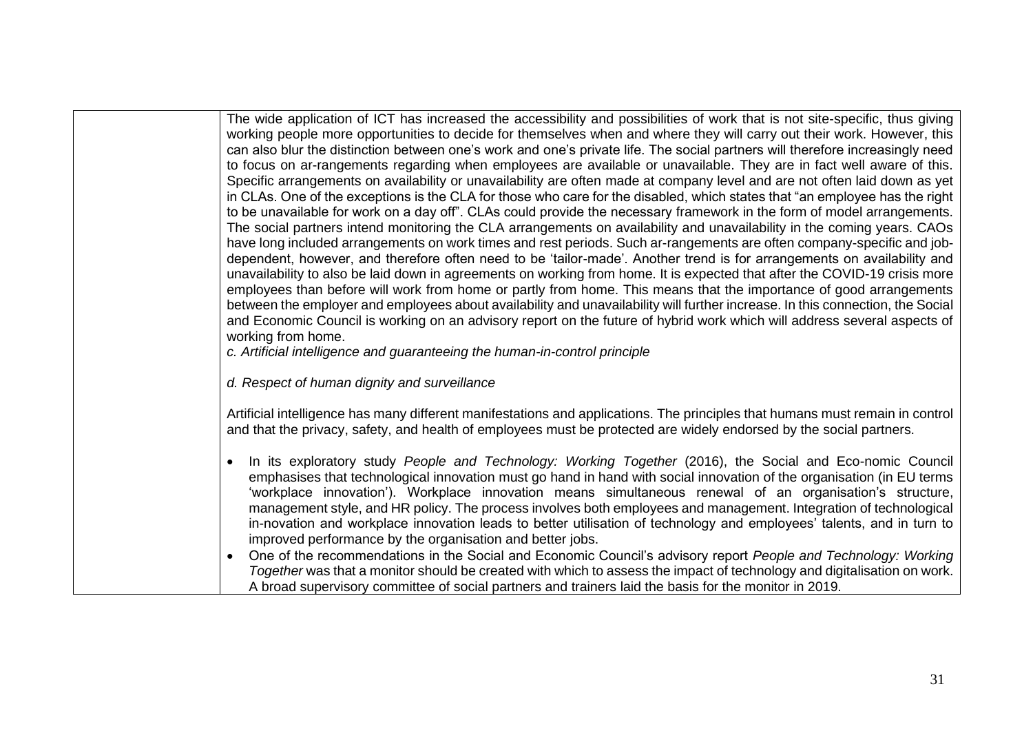| | The wide application of ICT has increased the accessibility and possibilities of work that is not site-specific, thus giving working people more opportunities to decide for themselves when and where they will carry out their work. However, this can also blur the distinction between one's work and one's private life. The social partners will therefore increasingly need to focus on ar-rangements regarding when employees are available or unavailable. They are in fact well aware of this. Specific arrangements on availability or unavailability are often made at company level and are not often laid down as yet in CLAs. One of the exceptions is the CLA for those who care for the disabled, which states that "an employee has the right to be unavailable for work on a day off". CLAs could provide the necessary framework in the form of model arrangements. The social partners intend monitoring the CLA arrangements on availability and unavailability in the coming years. CAOs have long included arrangements on work times and rest periods. Such ar-rangements are often company-specific and job-dependent, however, and therefore often need to be 'tailor-made'. Another trend is for arrangements on availability and unavailability to also be laid down in agreements on working from home. It is expected that after the COVID-19 crisis more employees than before will work from home or partly from home. This means that the importance of good arrangements between the employer and employees about availability and unavailability will further increase. In this connection, the Social and Economic Council is working on an advisory report on the future of hybrid work which will address several aspects of working from home.<br>*c. Artificial intelligence and guaranteeing the human-in-control principle*<br><br>*d. Respect of human dignity and surveillance*<br><br>Artificial intelligence has many different manifestations and applications. The principles that humans must remain in control and that the privacy, safety, and health of employees must be protected are widely endorsed by the social partners.<br><br>• In its exploratory study *People and Technology: Working Together* (2016), the Social and Eco-nomic Council emphasises that technological innovation must go hand in hand with social innovation of the organisation (in EU terms 'workplace innovation'). Workplace innovation means simultaneous renewal of an organisation's structure, management style, and HR policy. The process involves both employees and management. Integration of technological in-novation and workplace innovation leads to better utilisation of technology and employees' talents, and in turn to improved performance by the organisation and better jobs.<br>• One of the recommendations in the Social and Economic Council's advisory report *People and Technology: Working Together* was that a monitor should be created with which to assess the impact of technology and digitalisation on work. A broad supervisory committee of social partners and trainers laid the basis for the monitor in 2019. |
|---|---|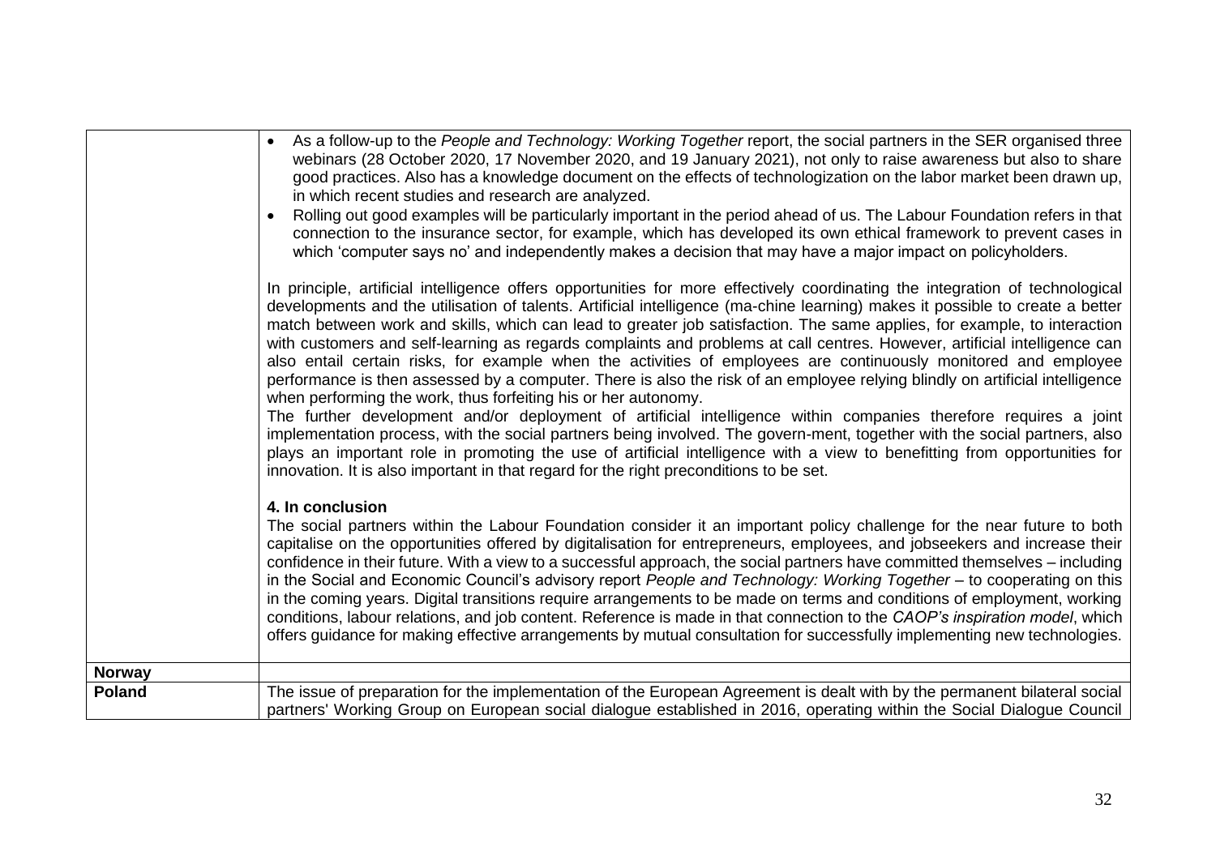| | |
|---|---|
| | • As a follow-up to the *People and Technology: Working Together* report, the social partners in the SER organised three webinars (28 October 2020, 17 November 2020, and 19 January 2021), not only to raise awareness but also to share good practices. Also has a knowledge document on the effects of technologization on the labor market been drawn up, in which recent studies and research are analyzed.<br>• Rolling out good examples will be particularly important in the period ahead of us. The Labour Foundation refers in that connection to the insurance sector, for example, which has developed its own ethical framework to prevent cases in which 'computer says no' and independently makes a decision that may have a major impact on policyholders.<br><br>In principle, artificial intelligence offers opportunities for more effectively coordinating the integration of technological developments and the utilisation of talents. Artificial intelligence (ma-chine learning) makes it possible to create a better match between work and skills, which can lead to greater job satisfaction. The same applies, for example, to interaction with customers and self-learning as regards complaints and problems at call centres. However, artificial intelligence can also entail certain risks, for example when the activities of employees are continuously monitored and employee performance is then assessed by a computer. There is also the risk of an employee relying blindly on artificial intelligence when performing the work, thus forfeiting his or her autonomy.<br>The further development and/or deployment of artificial intelligence within companies therefore requires a joint implementation process, with the social partners being involved. The govern-ment, together with the social partners, also plays an important role in promoting the use of artificial intelligence with a view to benefitting from opportunities for innovation. It is also important in that regard for the right preconditions to be set.<br><br>**4. In conclusion**<br>The social partners within the Labour Foundation consider it an important policy challenge for the near future to both capitalise on the opportunities offered by digitalisation for entrepreneurs, employees, and jobseekers and increase their confidence in their future. With a view to a successful approach, the social partners have committed themselves – including in the Social and Economic Council's advisory report *People and Technology: Working Together* – to cooperating on this in the coming years. Digital transitions require arrangements to be made on terms and conditions of employment, working conditions, labour relations, and job content. Reference is made in that connection to the *CAOP's inspiration model*, which offers guidance for making effective arrangements by mutual consultation for successfully implementing new technologies. |
| **Norway** | |
| **Poland** | The issue of preparation for the implementation of the European Agreement is dealt with by the permanent bilateral social partners' Working Group on European social dialogue established in 2016, operating within the Social Dialogue Council |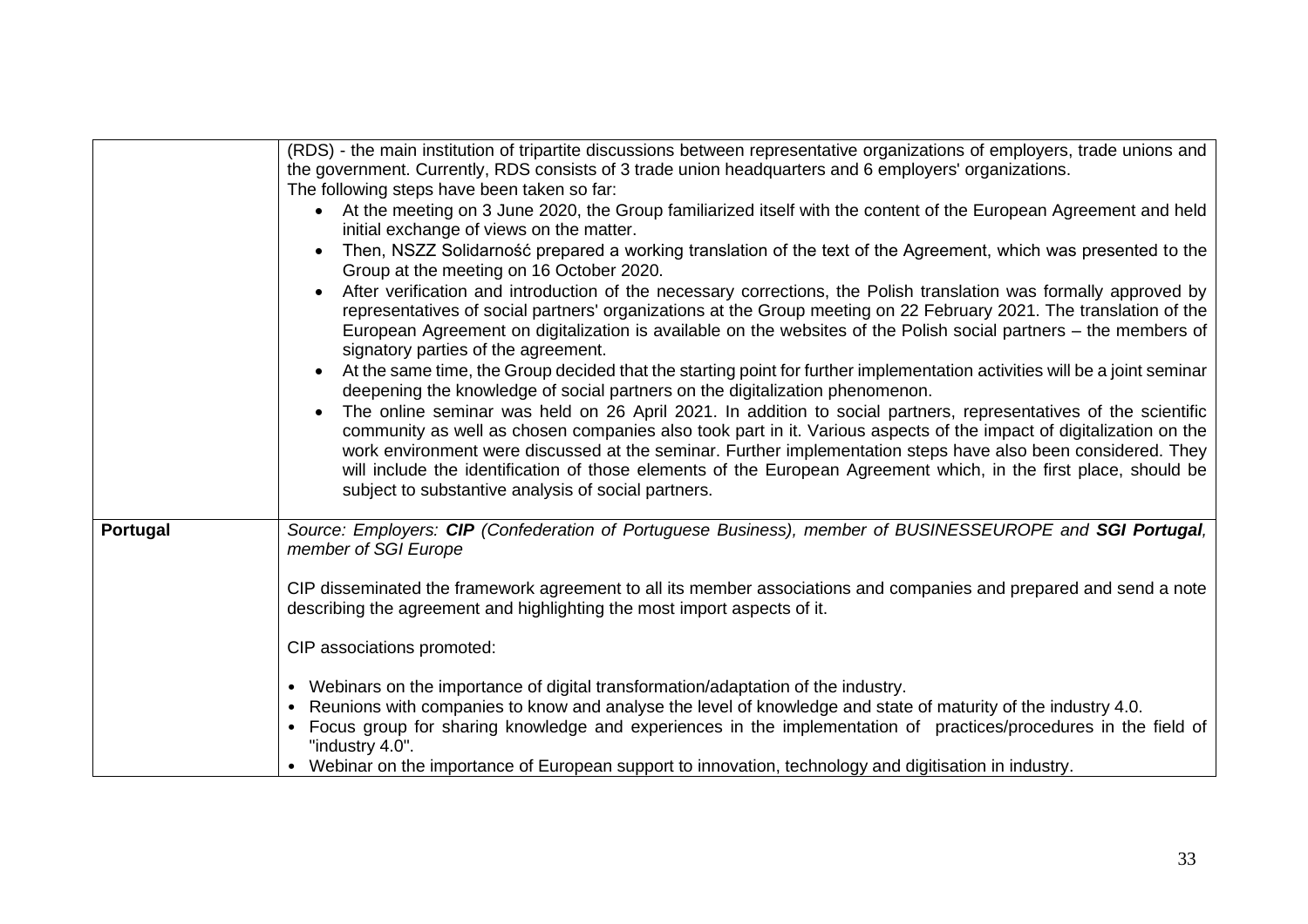| | |
|---|---|
| | (RDS) - the main institution of tripartite discussions between representative organizations of employers, trade unions and the government. Currently, RDS consists of 3 trade union headquarters and 6 employers' organizations.<br>The following steps have been taken so far:<br>• At the meeting on 3 June 2020, the Group familiarized itself with the content of the European Agreement and held initial exchange of views on the matter.<br>• Then, NSZZ Solidarność prepared a working translation of the text of the Agreement, which was presented to the Group at the meeting on 16 October 2020.<br>• After verification and introduction of the necessary corrections, the Polish translation was formally approved by representatives of social partners' organizations at the Group meeting on 22 February 2021. The translation of the European Agreement on digitalization is available on the websites of the Polish social partners – the members of signatory parties of the agreement.<br>• At the same time, the Group decided that the starting point for further implementation activities will be a joint seminar deepening the knowledge of social partners on the digitalization phenomenon.<br>• The online seminar was held on 26 April 2021. In addition to social partners, representatives of the scientific community as well as chosen companies also took part in it. Various aspects of the impact of digitalization on the work environment were discussed at the seminar. Further implementation steps have also been considered. They will include the identification of those elements of the European Agreement which, in the first place, should be subject to substantive analysis of social partners. |
| **Portugal** | *Source: Employers: **CIP** (Confederation of Portuguese Business), member of BUSINESSEUROPE and **SGI Portugal**, member of SGI Europe*<br><br>CIP disseminated the framework agreement to all its member associations and companies and prepared and send a note describing the agreement and highlighting the most import aspects of it.<br><br>CIP associations promoted:<br><br>• Webinars on the importance of digital transformation/adaptation of the industry.<br>• Reunions with companies to know and analyse the level of knowledge and state of maturity of the industry 4.0.<br>• Focus group for sharing knowledge and experiences in the implementation of practices/procedures in the field of "industry 4.0".<br>• Webinar on the importance of European support to innovation, technology and digitisation in industry. |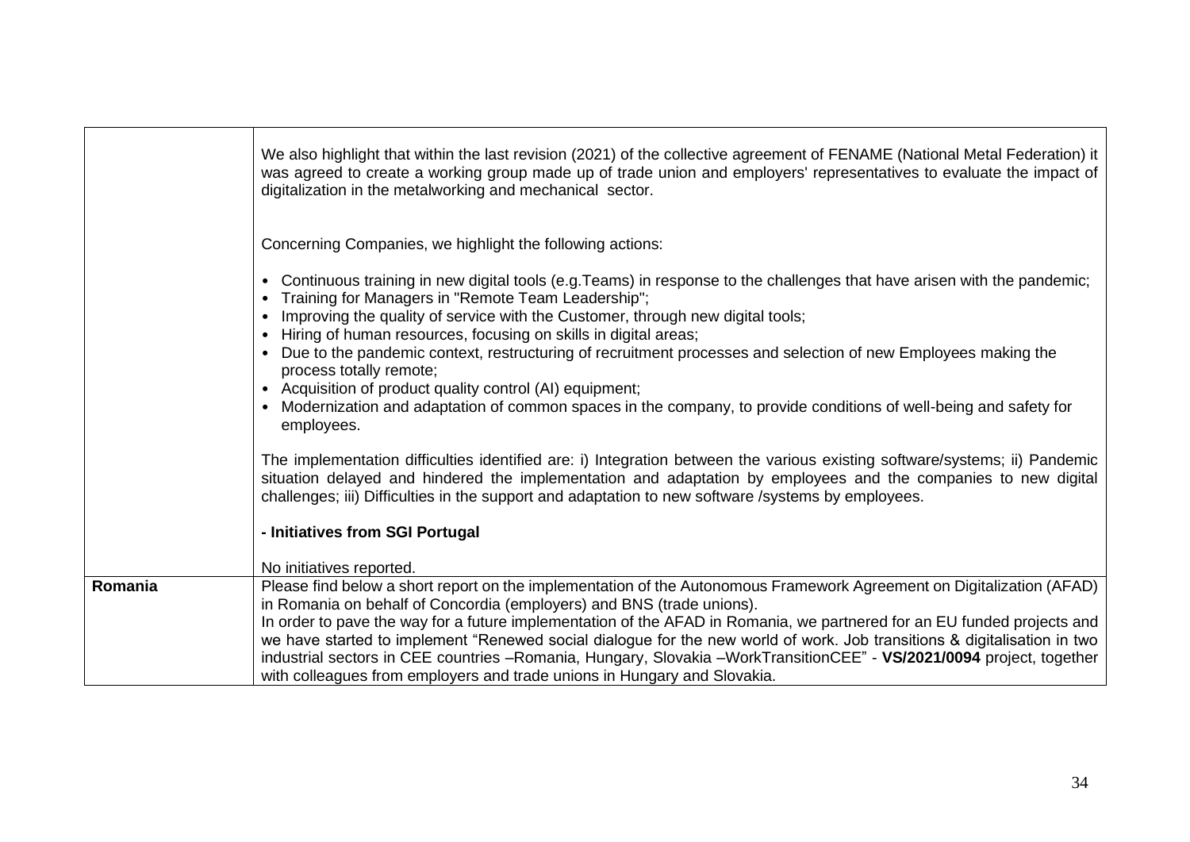| | |
|---|---|
| | We also highlight that within the last revision (2021) of the collective agreement of FENAME (National Metal Federation) it was agreed to create a working group made up of trade union and employers' representatives to evaluate the impact of digitalization in the metalworking and mechanical sector.<br><br>Concerning Companies, we highlight the following actions:<br><br>• Continuous training in new digital tools (e.g.Teams) in response to the challenges that have arisen with the pandemic;<br>• Training for Managers in "Remote Team Leadership";<br>• Improving the quality of service with the Customer, through new digital tools;<br>• Hiring of human resources, focusing on skills in digital areas;<br>• Due to the pandemic context, restructuring of recruitment processes and selection of new Employees making the process totally remote;<br>• Acquisition of product quality control (AI) equipment;<br>• Modernization and adaptation of common spaces in the company, to provide conditions of well-being and safety for employees.<br><br>The implementation difficulties identified are: i) Integration between the various existing software/systems; ii) Pandemic situation delayed and hindered the implementation and adaptation by employees and the companies to new digital challenges; iii) Difficulties in the support and adaptation to new software /systems by employees.<br><br>**- Initiatives from SGI Portugal**<br><br>No initiatives reported. |
| **Romania** | Please find below a short report on the implementation of the Autonomous Framework Agreement on Digitalization (AFAD) in Romania on behalf of Concordia (employers) and BNS (trade unions).<br>In order to pave the way for a future implementation of the AFAD in Romania, we partnered for an EU funded projects and we have started to implement "Renewed social dialogue for the new world of work. Job transitions & digitalisation in two industrial sectors in CEE countries –Romania, Hungary, Slovakia –WorkTransitionCEE" - **VS/2021/0094** project, together with colleagues from employers and trade unions in Hungary and Slovakia. |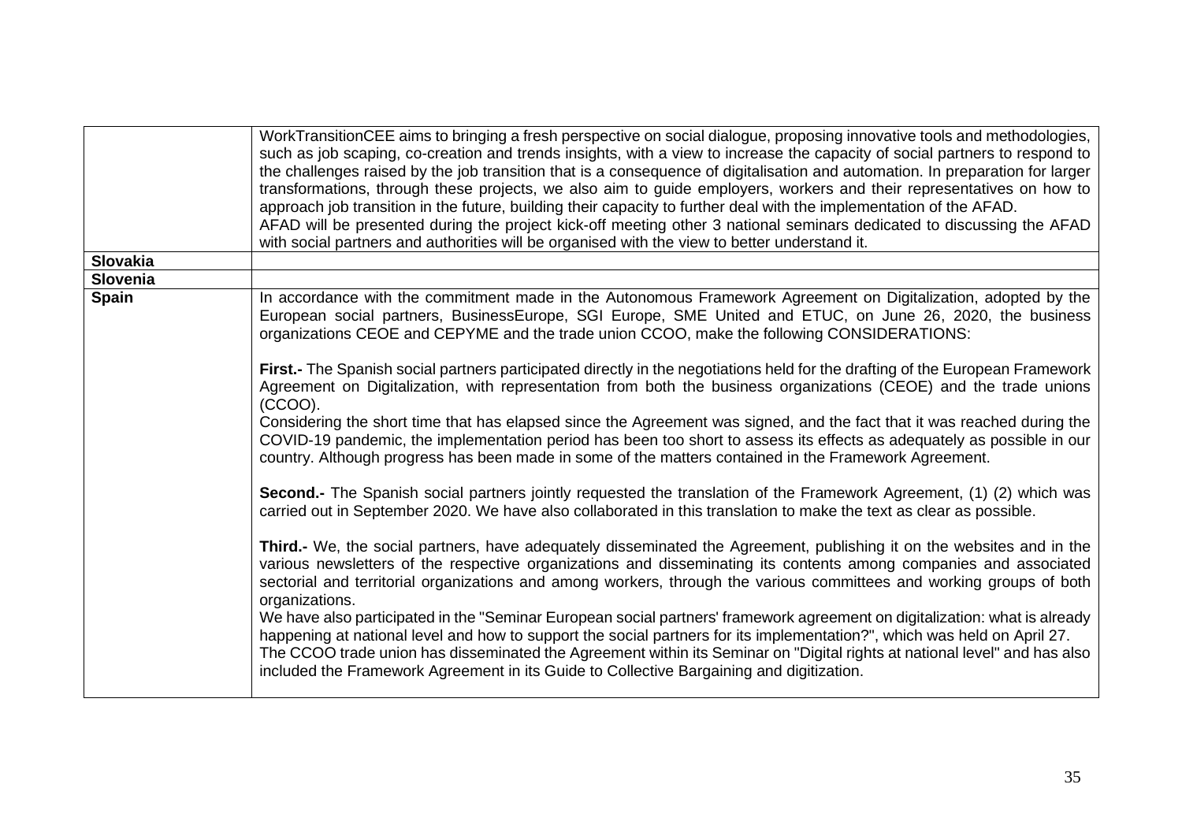| | |
|---|---|
| | WorkTransitionCEE aims to bringing a fresh perspective on social dialogue, proposing innovative tools and methodologies, such as job scaping, co-creation and trends insights, with a view to increase the capacity of social partners to respond to the challenges raised by the job transition that is a consequence of digitalisation and automation. In preparation for larger transformations, through these projects, we also aim to guide employers, workers and their representatives on how to approach job transition in the future, building their capacity to further deal with the implementation of the AFAD.<br>AFAD will be presented during the project kick-off meeting other 3 national seminars dedicated to discussing the AFAD with social partners and authorities will be organised with the view to better understand it. |
| **Slovakia** | |
| **Slovenia** | |
| **Spain** | In accordance with the commitment made in the Autonomous Framework Agreement on Digitalization, adopted by the European social partners, BusinessEurope, SGI Europe, SME United and ETUC, on June 26, 2020, the business organizations CEOE and CEPYME and the trade union CCOO, make the following CONSIDERATIONS:<br><br>**First.-** The Spanish social partners participated directly in the negotiations held for the drafting of the European Framework Agreement on Digitalization, with representation from both the business organizations (CEOE) and the trade unions (CCOO).<br>Considering the short time that has elapsed since the Agreement was signed, and the fact that it was reached during the COVID-19 pandemic, the implementation period has been too short to assess its effects as adequately as possible in our country. Although progress has been made in some of the matters contained in the Framework Agreement.<br><br>**Second.-** The Spanish social partners jointly requested the translation of the Framework Agreement, (1) (2) which was carried out in September 2020. We have also collaborated in this translation to make the text as clear as possible.<br><br>**Third.-** We, the social partners, have adequately disseminated the Agreement, publishing it on the websites and in the various newsletters of the respective organizations and disseminating its contents among companies and associated sectorial and territorial organizations and among workers, through the various committees and working groups of both organizations.<br>We have also participated in the "Seminar European social partners' framework agreement on digitalization: what is already happening at national level and how to support the social partners for its implementation?", which was held on April 27.<br>The CCOO trade union has disseminated the Agreement within its Seminar on "Digital rights at national level" and has also included the Framework Agreement in its Guide to Collective Bargaining and digitization. |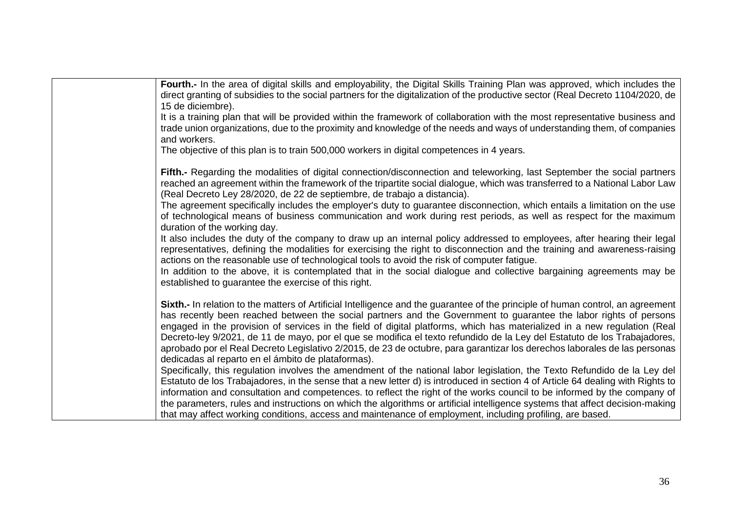| | |
|---|---|
| | **Fourth.-** In the area of digital skills and employability, the Digital Skills Training Plan was approved, which includes the direct granting of subsidies to the social partners for the digitalization of the productive sector (Real Decreto 1104/2020, de 15 de diciembre).<br>It is a training plan that will be provided within the framework of collaboration with the most representative business and trade union organizations, due to the proximity and knowledge of the needs and ways of understanding them, of companies and workers.<br>The objective of this plan is to train 500,000 workers in digital competences in 4 years.<br><br>**Fifth.-** Regarding the modalities of digital connection/disconnection and teleworking, last September the social partners reached an agreement within the framework of the tripartite social dialogue, which was transferred to a National Labor Law (Real Decreto Ley 28/2020, de 22 de septiembre, de trabajo a distancia).<br>The agreement specifically includes the employer's duty to guarantee disconnection, which entails a limitation on the use of technological means of business communication and work during rest periods, as well as respect for the maximum duration of the working day.<br>It also includes the duty of the company to draw up an internal policy addressed to employees, after hearing their legal representatives, defining the modalities for exercising the right to disconnection and the training and awareness-raising actions on the reasonable use of technological tools to avoid the risk of computer fatigue.<br>In addition to the above, it is contemplated that in the social dialogue and collective bargaining agreements may be established to guarantee the exercise of this right.<br><br>**Sixth.-** In relation to the matters of Artificial Intelligence and the guarantee of the principle of human control, an agreement has recently been reached between the social partners and the Government to guarantee the labor rights of persons engaged in the provision of services in the field of digital platforms, which has materialized in a new regulation (Real Decreto-ley 9/2021, de 11 de mayo, por el que se modifica el texto refundido de la Ley del Estatuto de los Trabajadores, aprobado por el Real Decreto Legislativo 2/2015, de 23 de octubre, para garantizar los derechos laborales de las personas dedicadas al reparto en el ámbito de plataformas).<br>Specifically, this regulation involves the amendment of the national labor legislation, the Texto Refundido de la Ley del Estatuto de los Trabajadores, in the sense that a new letter d) is introduced in section 4 of Article 64 dealing with Rights to information and consultation and competences. to reflect the right of the works council to be informed by the company of the parameters, rules and instructions on which the algorithms or artificial intelligence systems that affect decision-making that may affect working conditions, access and maintenance of employment, including profiling, are based. |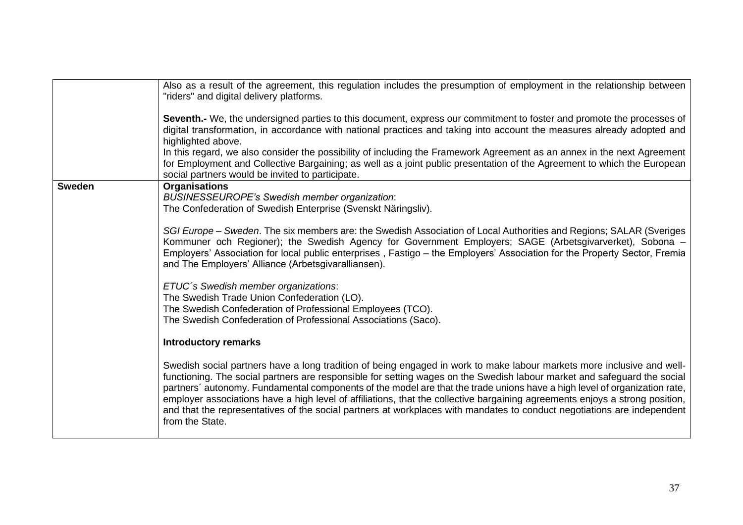| | |
|---|---|
| | Also as a result of the agreement, this regulation includes the presumption of employment in the relationship between "riders" and digital delivery platforms.<br><br>**Seventh.-** We, the undersigned parties to this document, express our commitment to foster and promote the processes of digital transformation, in accordance with national practices and taking into account the measures already adopted and highlighted above.<br>In this regard, we also consider the possibility of including the Framework Agreement as an annex in the next Agreement for Employment and Collective Bargaining; as well as a joint public presentation of the Agreement to which the European social partners would be invited to participate. |
| **Sweden** | **Organisations**<br>*BUSINESSEUROPE's Swedish member organization*:<br>The Confederation of Swedish Enterprise (Svenskt Näringsliv).<br><br>*SGI Europe – Sweden*. The six members are: the Swedish Association of Local Authorities and Regions; SALAR (Sveriges Kommuner och Regioner); the Swedish Agency for Government Employers; SAGE (Arbetsgivarverket), Sobona – Employers' Association for local public enterprises , Fastigo – the Employers' Association for the Property Sector, Fremia and The Employers' Alliance (Arbetsgivaralliansen).<br><br>*ETUC´s Swedish member organizations*:<br>The Swedish Trade Union Confederation (LO).<br>The Swedish Confederation of Professional Employees (TCO).<br>The Swedish Confederation of Professional Associations (Saco).<br><br>**Introductory remarks**<br><br>Swedish social partners have a long tradition of being engaged in work to make labour markets more inclusive and well-functioning. The social partners are responsible for setting wages on the Swedish labour market and safeguard the social partners´ autonomy. Fundamental components of the model are that the trade unions have a high level of organization rate, employer associations have a high level of affiliations, that the collective bargaining agreements enjoys a strong position, and that the representatives of the social partners at workplaces with mandates to conduct negotiations are independent from the State. |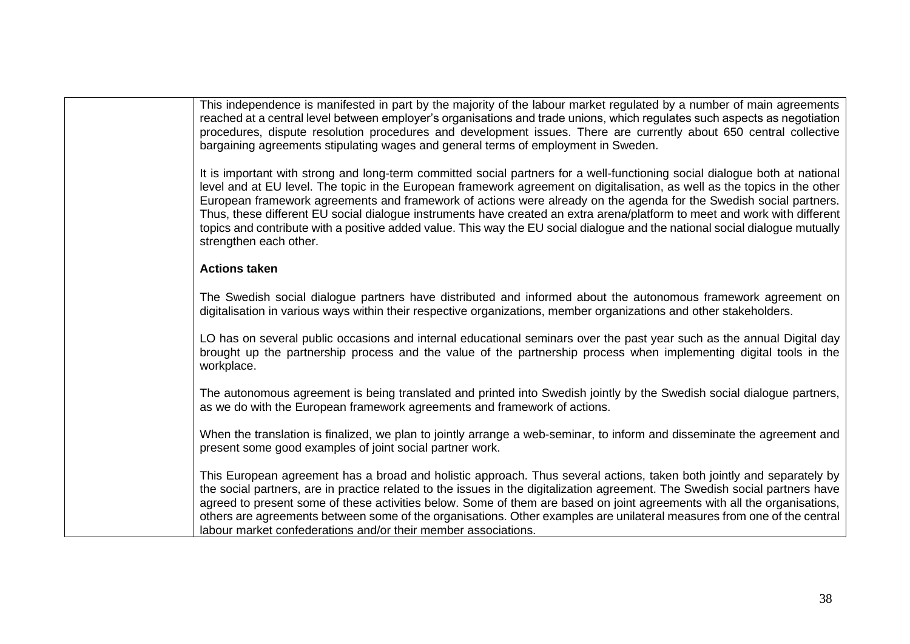| | This independence is manifested in part by the majority of the labour market regulated by a number of main agreements reached at a central level between employer's organisations and trade unions, which regulates such aspects as negotiation procedures, dispute resolution procedures and development issues. There are currently about 650 central collective bargaining agreements stipulating wages and general terms of employment in Sweden.<br><br>It is important with strong and long-term committed social partners for a well-functioning social dialogue both at national level and at EU level. The topic in the European framework agreement on digitalisation, as well as the topics in the other European framework agreements and framework of actions were already on the agenda for the Swedish social partners. Thus, these different EU social dialogue instruments have created an extra arena/platform to meet and work with different topics and contribute with a positive added value. This way the EU social dialogue and the national social dialogue mutually strengthen each other.<br><br>**Actions taken**<br><br>The Swedish social dialogue partners have distributed and informed about the autonomous framework agreement on digitalisation in various ways within their respective organizations, member organizations and other stakeholders.<br><br>LO has on several public occasions and internal educational seminars over the past year such as the annual Digital day brought up the partnership process and the value of the partnership process when implementing digital tools in the workplace.<br><br>The autonomous agreement is being translated and printed into Swedish jointly by the Swedish social dialogue partners, as we do with the European framework agreements and framework of actions.<br><br>When the translation is finalized, we plan to jointly arrange a web-seminar, to inform and disseminate the agreement and present some good examples of joint social partner work.<br><br>This European agreement has a broad and holistic approach. Thus several actions, taken both jointly and separately by the social partners, are in practice related to the issues in the digitalization agreement. The Swedish social partners have agreed to present some of these activities below. Some of them are based on joint agreements with all the organisations, others are agreements between some of the organisations. Other examples are unilateral measures from one of the central labour market confederations and/or their member associations. |
|---|---|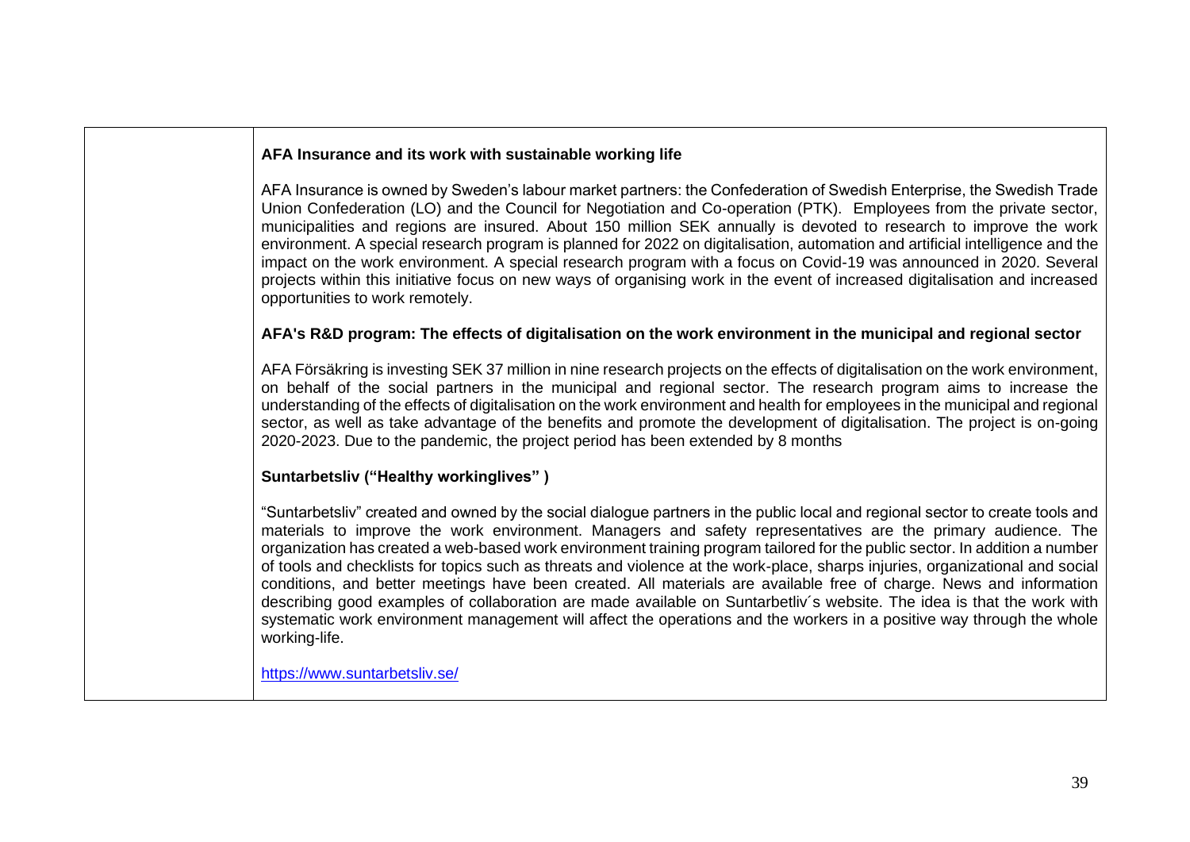| | **AFA Insurance and its work with sustainable working life**<br><br>AFA Insurance is owned by Sweden's labour market partners: the Confederation of Swedish Enterprise, the Swedish Trade Union Confederation (LO) and the Council for Negotiation and Co-operation (PTK). Employees from the private sector, municipalities and regions are insured. About 150 million SEK annually is devoted to research to improve the work environment. A special research program is planned for 2022 on digitalisation, automation and artificial intelligence and the impact on the work environment. A special research program with a focus on Covid-19 was announced in 2020. Several projects within this initiative focus on new ways of organising work in the event of increased digitalisation and increased opportunities to work remotely.<br><br>**AFA's R&D program: The effects of digitalisation on the work environment in the municipal and regional sector**<br><br>AFA Försäkring is investing SEK 37 million in nine research projects on the effects of digitalisation on the work environment, on behalf of the social partners in the municipal and regional sector. The research program aims to increase the understanding of the effects of digitalisation on the work environment and health for employees in the municipal and regional sector, as well as take advantage of the benefits and promote the development of digitalisation. The project is on-going 2020-2023. Due to the pandemic, the project period has been extended by 8 months<br><br>**Suntarbetsliv ("Healthy workinglives" )**<br><br>"Suntarbetsliv" created and owned by the social dialogue partners in the public local and regional sector to create tools and materials to improve the work environment. Managers and safety representatives are the primary audience. The organization has created a web-based work environment training program tailored for the public sector. In addition a number of tools and checklists for topics such as threats and violence at the work-place, sharps injuries, organizational and social conditions, and better meetings have been created. All materials are available free of charge. News and information describing good examples of collaboration are made available on Suntarbetliv´s website. The idea is that the work with systematic work environment management will affect the operations and the workers in a positive way through the whole working-life.<br><br>https://www.suntarbetsliv.se/ |
|---|---|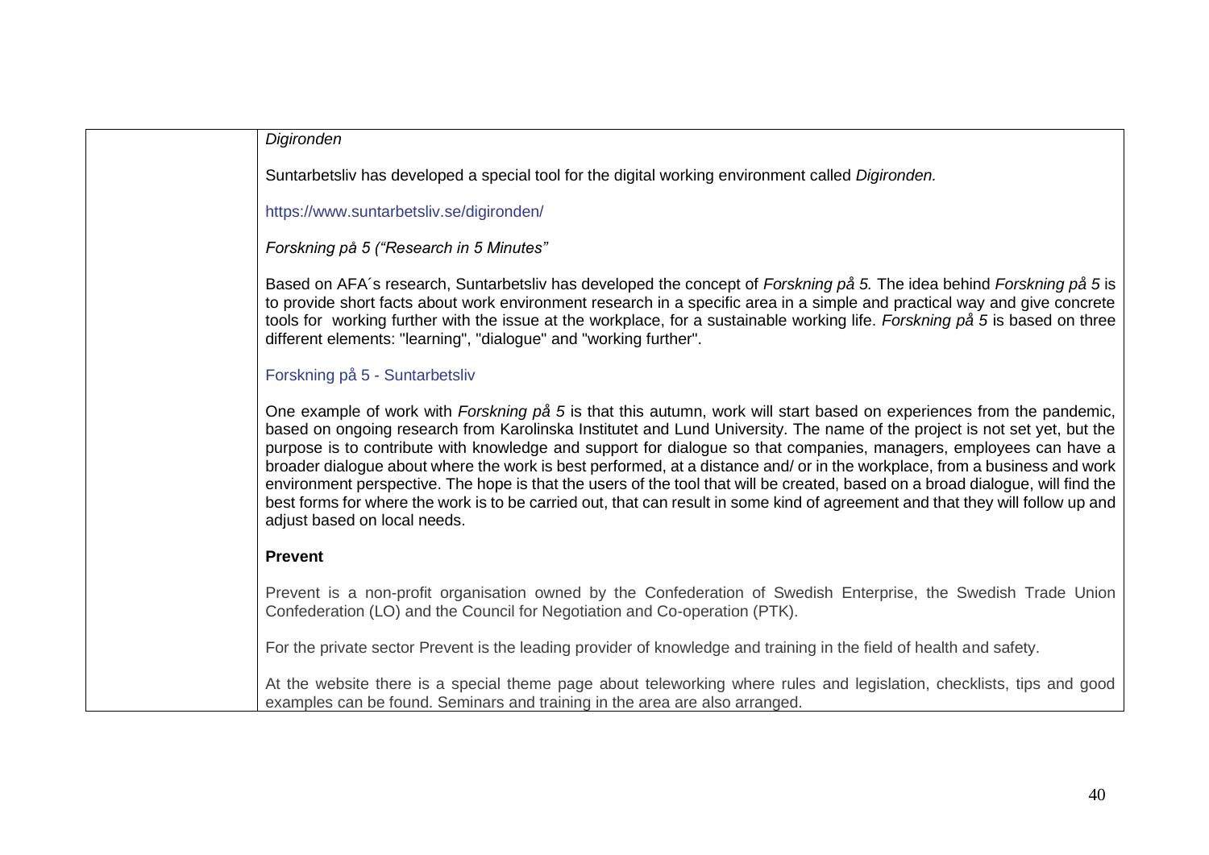| | *Digironden*<br><br>Suntarbetsliv has developed a special tool for the digital working environment called *Digironden.*<br><br>https://www.suntarbetsliv.se/digironden/<br><br>*Forskning på 5 ("Research in 5 Minutes"*<br><br>Based on AFA´s research, Suntarbetsliv has developed the concept of *Forskning på 5.* The idea behind *Forskning på 5* is to provide short facts about work environment research in a specific area in a simple and practical way and give concrete tools for working further with the issue at the workplace, for a sustainable working life. *Forskning på 5* is based on three different elements: "learning", "dialogue" and "working further".<br><br>Forskning på 5 - Suntarbetsliv<br><br>One example of work with *Forskning på 5* is that this autumn, work will start based on experiences from the pandemic, based on ongoing research from Karolinska Institutet and Lund University. The name of the project is not set yet, but the purpose is to contribute with knowledge and support for dialogue so that companies, managers, employees can have a broader dialogue about where the work is best performed, at a distance and/ or in the workplace, from a business and work environment perspective. The hope is that the users of the tool that will be created, based on a broad dialogue, will find the best forms for where the work is to be carried out, that can result in some kind of agreement and that they will follow up and adjust based on local needs.<br><br>**Prevent**<br><br>Prevent is a non-profit organisation owned by the Confederation of Swedish Enterprise, the Swedish Trade Union Confederation (LO) and the Council for Negotiation and Co-operation (PTK).<br><br>For the private sector Prevent is the leading provider of knowledge and training in the field of health and safety.<br><br>At the website there is a special theme page about teleworking where rules and legislation, checklists, tips and good examples can be found. Seminars and training in the area are also arranged. |
|---|---|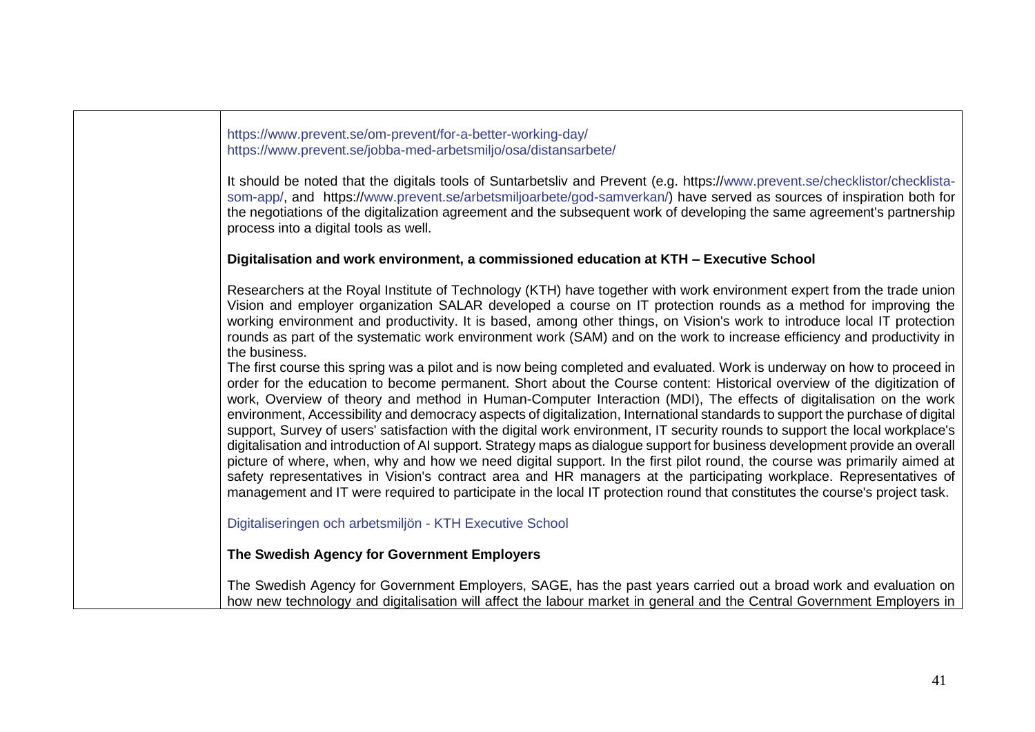https://www.prevent.se/om-prevent/for-a-better-working-day/
https://www.prevent.se/jobba-med-arbetsmiljo/osa/distansarbete/

It should be noted that the digitals tools of Suntarbetsliv and Prevent (e.g. https://www.prevent.se/checklistor/checklista-som-app/, and https://www.prevent.se/arbetsmiljoarbete/god-samverkan/) have served as sources of inspiration both for the negotiations of the digitalization agreement and the subsequent work of developing the same agreement's partnership process into a digital tools as well.

**Digitalisation and work environment, a commissioned education at KTH – Executive School**

Researchers at the Royal Institute of Technology (KTH) have together with work environment expert from the trade union Vision and employer organization SALAR developed a course on IT protection rounds as a method for improving the working environment and productivity. It is based, among other things, on Vision's work to introduce local IT protection rounds as part of the systematic work environment work (SAM) and on the work to increase efficiency and productivity in the business.
The first course this spring was a pilot and is now being completed and evaluated. Work is underway on how to proceed in order for the education to become permanent. Short about the Course content: Historical overview of the digitization of work, Overview of theory and method in Human-Computer Interaction (MDI), The effects of digitalisation on the work environment, Accessibility and democracy aspects of digitalization, International standards to support the purchase of digital support, Survey of users' satisfaction with the digital work environment, IT security rounds to support the local workplace's digitalisation and introduction of AI support. Strategy maps as dialogue support for business development provide an overall picture of where, when, why and how we need digital support. In the first pilot round, the course was primarily aimed at safety representatives in Vision's contract area and HR managers at the participating workplace. Representatives of management and IT were required to participate in the local IT protection round that constitutes the course's project task.

Digitaliseringen och arbetsmiljön - KTH Executive School

**The Swedish Agency for Government Employers**

The Swedish Agency for Government Employers, SAGE, has the past years carried out a broad work and evaluation on how new technology and digitalisation will affect the labour market in general and the Central Government Employers in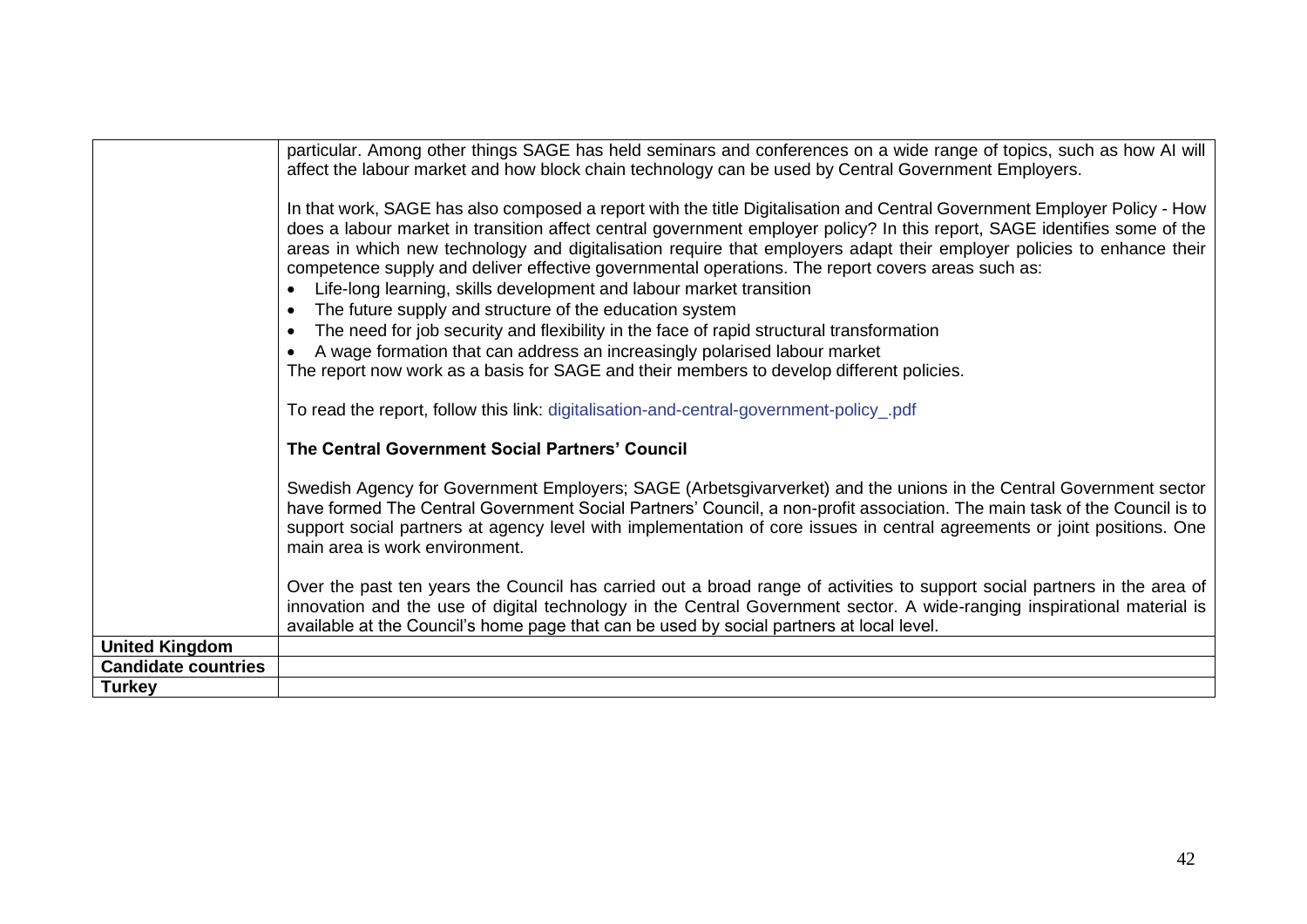| | |
|---|---|
| | particular. Among other things SAGE has held seminars and conferences on a wide range of topics, such as how AI will affect the labour market and how block chain technology can be used by Central Government Employers.<br><br>In that work, SAGE has also composed a report with the title Digitalisation and Central Government Employer Policy - How does a labour market in transition affect central government employer policy? In this report, SAGE identifies some of the areas in which new technology and digitalisation require that employers adapt their employer policies to enhance their competence supply and deliver effective governmental operations. The report covers areas such as:<br>• Life-long learning, skills development and labour market transition<br>• The future supply and structure of the education system<br>• The need for job security and flexibility in the face of rapid structural transformation<br>• A wage formation that can address an increasingly polarised labour market<br>The report now work as a basis for SAGE and their members to develop different policies.<br><br>To read the report, follow this link: digitalisation-and-central-government-policy_.pdf<br><br>**The Central Government Social Partners' Council**<br><br>Swedish Agency for Government Employers; SAGE (Arbetsgivarverket) and the unions in the Central Government sector have formed The Central Government Social Partners' Council, a non-profit association. The main task of the Council is to support social partners at agency level with implementation of core issues in central agreements or joint positions. One main area is work environment.<br><br>Over the past ten years the Council has carried out a broad range of activities to support social partners in the area of innovation and the use of digital technology in the Central Government sector. A wide-ranging inspirational material is available at the Council's home page that can be used by social partners at local level. |
| **United Kingdom** | |
| **Candidate countries** | |
| **Turkey** | |